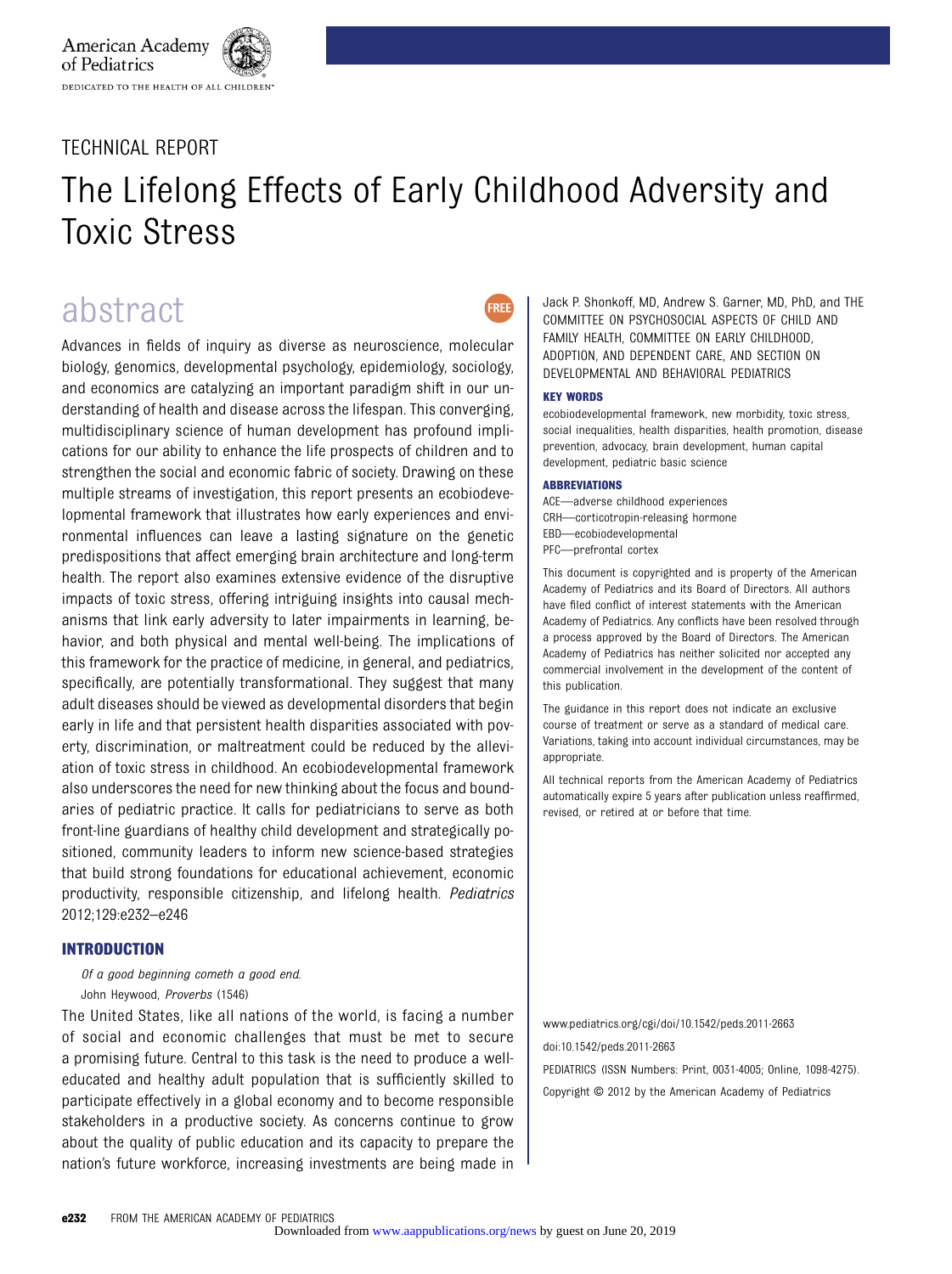# TECHNICAL REPORT

# The Lifelong Effects of Early Childhood Adversity and Toxic Stress

## abstract

Advances in fields of inquiry as diverse as neuroscience, molecular biology, genomics, developmental psychology, epidemiology, sociology, and economics are catalyzing an important paradigm shift in our understanding of health and disease across the lifespan. This converging, multidisciplinary science of human development has profound implications for our ability to enhance the life prospects of children and to strengthen the social and economic fabric of society. Drawing on these multiple streams of investigation, this report presents an ecobiodevelopmental framework that illustrates how early experiences and environmental influences can leave a lasting signature on the genetic predispositions that affect emerging brain architecture and long-term health. The report also examines extensive evidence of the disruptive impacts of toxic stress, offering intriguing insights into causal mechanisms that link early adversity to later impairments in learning, behavior, and both physical and mental well-being. The implications of this framework for the practice of medicine, in general, and pediatrics, specifically, are potentially transformational. They suggest that many adult diseases should be viewed as developmental disorders that begin early in life and that persistent health disparities associated with poverty, discrimination, or maltreatment could be reduced by the alleviation of toxic stress in childhood. An ecobiodevelopmental framework also underscores the need for new thinking about the focus and boundaries of pediatric practice. It calls for pediatricians to serve as both front-line guardians of healthy child development and strategically positioned, community leaders to inform new science-based strategies that build strong foundations for educational achievement, economic productivity, responsible citizenship, and lifelong health. *Pediatrics* 2012;129:e232–e246

Jack P. Shonkoff, MD, Andrew S. Garner, MD, PhD, and THE COMMITTEE ON PSYCHOSOCIAL ASPECTS OF CHILD AND FAMILY HEALTH, COMMITTEE ON EARLY CHILDHOOD, ADOPTION, AND DEPENDENT CARE, AND SECTION ON DEVELOPMENTAL AND BEHAVIORAL PEDIATRICS

**KEY WORDS**

ecobiodevelopmental framework, new morbidity, toxic stress, social inequalities, health disparities, health promotion, disease prevention, advocacy, brain development, human capital development, pediatric basic science

**ABBREVIATIONS**

ACE—adverse childhood experiences
CRH—corticotropin-releasing hormone
EBD—ecobiodevelopmental
PFC—prefrontal cortex

This document is copyrighted and is property of the American Academy of Pediatrics and its Board of Directors. All authors have filed conflict of interest statements with the American Academy of Pediatrics. Any conflicts have been resolved through a process approved by the Board of Directors. The American Academy of Pediatrics has neither solicited nor accepted any commercial involvement in the development of the content of this publication.

The guidance in this report does not indicate an exclusive course of treatment or serve as a standard of medical care. Variations, taking into account individual circumstances, may be appropriate.

All technical reports from the American Academy of Pediatrics automatically expire 5 years after publication unless reaffirmed, revised, or retired at or before that time.

www.pediatrics.org/cgi/doi/10.1542/peds.2011-2663

doi:10.1542/peds.2011-2663

PEDIATRICS (ISSN Numbers: Print, 0031-4005; Online, 1098-4275).

Copyright © 2012 by the American Academy of Pediatrics

## INTRODUCTION

*Of a good beginning cometh a good end.*
John Heywood, *Proverbs* (1546)

The United States, like all nations of the world, is facing a number of social and economic challenges that must be met to secure a promising future. Central to this task is the need to produce a well-educated and healthy adult population that is sufficiently skilled to participate effectively in a global economy and to become responsible stakeholders in a productive society. As concerns continue to grow about the quality of public education and its capacity to prepare the nation's future workforce, increasing investments are being made in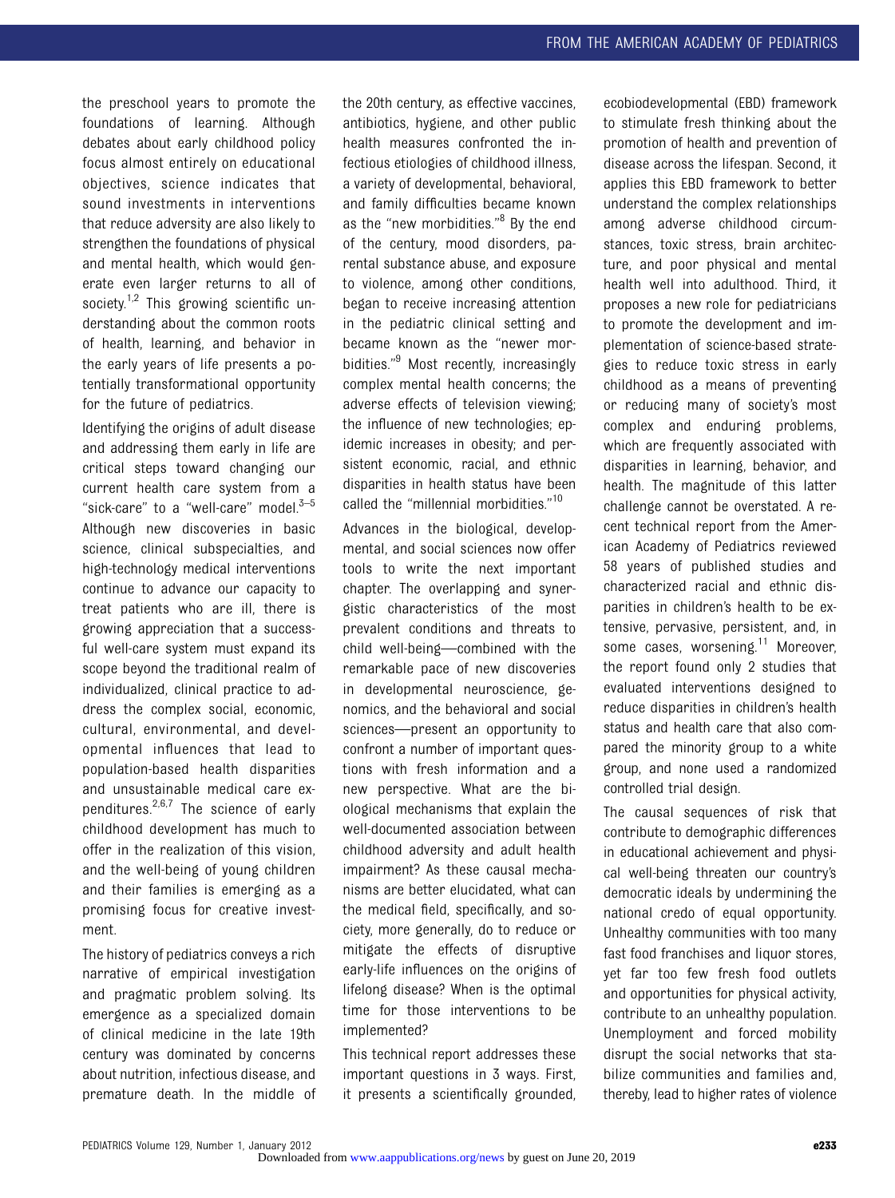the preschool years to promote the foundations of learning. Although debates about early childhood policy focus almost entirely on educational objectives, science indicates that sound investments in interventions that reduce adversity are also likely to strengthen the foundations of physical and mental health, which would generate even larger returns to all of society.[1,2] This growing scientific understanding about the common roots of health, learning, and behavior in the early years of life presents a potentially transformational opportunity for the future of pediatrics.

Identifying the origins of adult disease and addressing them early in life are critical steps toward changing our current health care system from a "sick-care" to a "well-care" model.[3–5] Although new discoveries in basic science, clinical subspecialties, and high-technology medical interventions continue to advance our capacity to treat patients who are ill, there is growing appreciation that a successful well-care system must expand its scope beyond the traditional realm of individualized, clinical practice to address the complex social, economic, cultural, environmental, and developmental influences that lead to population-based health disparities and unsustainable medical care expenditures.[2,6,7] The science of early childhood development has much to offer in the realization of this vision, and the well-being of young children and their families is emerging as a promising focus for creative investment.

The history of pediatrics conveys a rich narrative of empirical investigation and pragmatic problem solving. Its emergence as a specialized domain of clinical medicine in the late 19th century was dominated by concerns about nutrition, infectious disease, and premature death. In the middle of the 20th century, as effective vaccines, antibiotics, hygiene, and other public health measures confronted the infectious etiologies of childhood illness, a variety of developmental, behavioral, and family difficulties became known as the "new morbidities."[8] By the end of the century, mood disorders, parental substance abuse, and exposure to violence, among other conditions, began to receive increasing attention in the pediatric clinical setting and became known as the "newer morbidities."[9] Most recently, increasingly complex mental health concerns; the adverse effects of television viewing; the influence of new technologies; epidemic increases in obesity; and persistent economic, racial, and ethnic disparities in health status have been called the "millennial morbidities."[10]

Advances in the biological, developmental, and social sciences now offer tools to write the next important chapter. The overlapping and synergistic characteristics of the most prevalent conditions and threats to child well-being—combined with the remarkable pace of new discoveries in developmental neuroscience, genomics, and the behavioral and social sciences—present an opportunity to confront a number of important questions with fresh information and a new perspective. What are the biological mechanisms that explain the well-documented association between childhood adversity and adult health impairment? As these causal mechanisms are better elucidated, what can the medical field, specifically, and society, more generally, do to reduce or mitigate the effects of disruptive early-life influences on the origins of lifelong disease? When is the optimal time for those interventions to be implemented?

This technical report addresses these important questions in 3 ways. First, it presents a scientifically grounded, ecobiodevelopmental (EBD) framework to stimulate fresh thinking about the promotion of health and prevention of disease across the lifespan. Second, it applies this EBD framework to better understand the complex relationships among adverse childhood circumstances, toxic stress, brain architecture, and poor physical and mental health well into adulthood. Third, it proposes a new role for pediatricians to promote the development and implementation of science-based strategies to reduce toxic stress in early childhood as a means of preventing or reducing many of society's most complex and enduring problems, which are frequently associated with disparities in learning, behavior, and health. The magnitude of this latter challenge cannot be overstated. A recent technical report from the American Academy of Pediatrics reviewed 58 years of published studies and characterized racial and ethnic disparities in children's health to be extensive, pervasive, persistent, and, in some cases, worsening.[11] Moreover, the report found only 2 studies that evaluated interventions designed to reduce disparities in children's health status and health care that also compared the minority group to a white group, and none used a randomized controlled trial design.

The causal sequences of risk that contribute to demographic differences in educational achievement and physical well-being threaten our country's democratic ideals by undermining the national credo of equal opportunity. Unhealthy communities with too many fast food franchises and liquor stores, yet far too few fresh food outlets and opportunities for physical activity, contribute to an unhealthy population. Unemployment and forced mobility disrupt the social networks that stabilize communities and families and, thereby, lead to higher rates of violence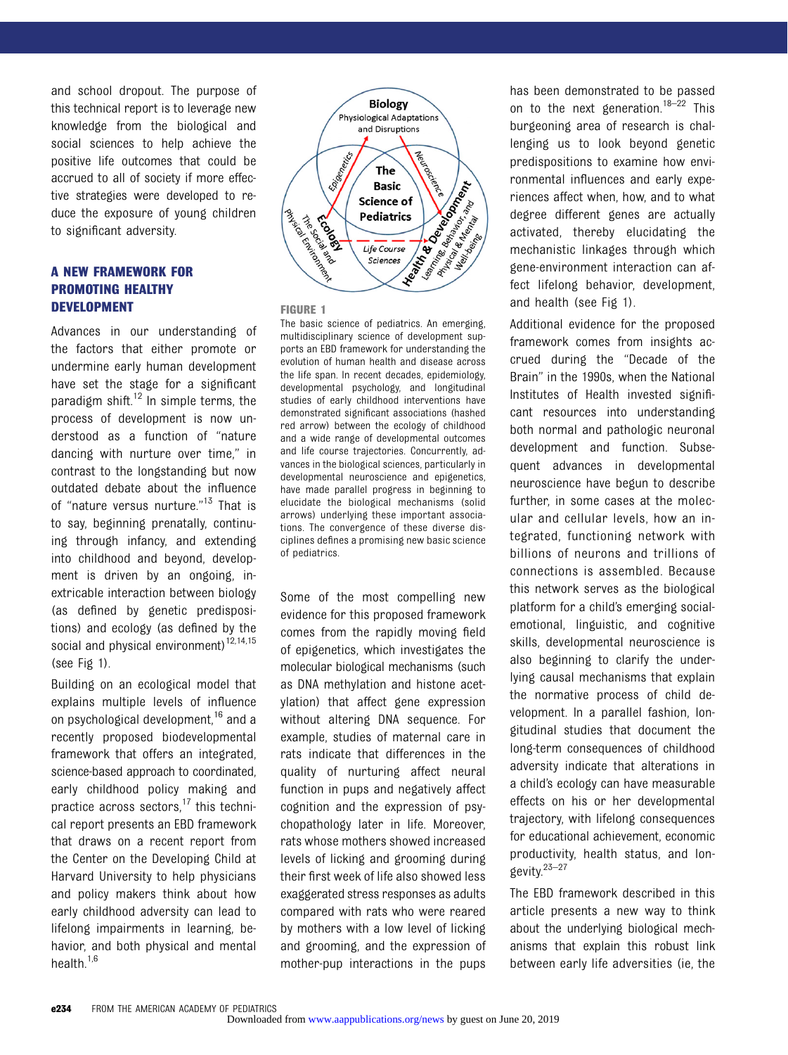and school dropout. The purpose of this technical report is to leverage new knowledge from the biological and social sciences to help achieve the positive life outcomes that could be accrued to all of society if more effective strategies were developed to reduce the exposure of young children to significant adversity.

## A NEW FRAMEWORK FOR PROMOTING HEALTHY DEVELOPMENT

Advances in our understanding of the factors that either promote or undermine early human development have set the stage for a significant paradigm shift.[12] In simple terms, the process of development is now understood as a function of "nature dancing with nurture over time," in contrast to the longstanding but now outdated debate about the influence of "nature versus nurture."[13] That is to say, beginning prenatally, continuing through infancy, and extending into childhood and beyond, development is driven by an ongoing, inextricable interaction between biology (as defined by genetic predispositions) and ecology (as defined by the social and physical environment)[12,14,15] (see Fig 1).

Building on an ecological model that explains multiple levels of influence on psychological development,[16] and a recently proposed biodevelopmental framework that offers an integrated, science-based approach to coordinated, early childhood policy making and practice across sectors,[17] this technical report presents an EBD framework that draws on a recent report from the Center on the Developing Child at Harvard University to help physicians and policy makers think about how early childhood adversity can lead to lifelong impairments in learning, behavior, and both physical and mental health.[1,6]

Biology
Physiological Adaptations and Disruptions
Epigenetics
Neuroscience
The Basic Science of Pediatrics
Ecology
The Social and Physical Environment
Life Course Sciences
Health & Development
Learning, Behavior, and Physical & Mental Well-being

**FIGURE 1**

The basic science of pediatrics. An emerging, multidisciplinary science of development supports an EBD framework for understanding the evolution of human health and disease across the life span. In recent decades, epidemiology, developmental psychology, and longitudinal studies of early childhood interventions have demonstrated significant associations (hashed red arrow) between the ecology of childhood and a wide range of developmental outcomes and life course trajectories. Concurrently, advances in the biological sciences, particularly in developmental neuroscience and epigenetics, have made parallel progress in beginning to elucidate the biological mechanisms (solid arrows) underlying these important associations. The convergence of these diverse disciplines defines a promising new basic science of pediatrics.

Some of the most compelling new evidence for this proposed framework comes from the rapidly moving field of epigenetics, which investigates the molecular biological mechanisms (such as DNA methylation and histone acetylation) that affect gene expression without altering DNA sequence. For example, studies of maternal care in rats indicate that differences in the quality of nurturing affect neural function in pups and negatively affect cognition and the expression of psychopathology later in life. Moreover, rats whose mothers showed increased levels of licking and grooming during their first week of life also showed less exaggerated stress responses as adults compared with rats who were reared by mothers with a low level of licking and grooming, and the expression of mother-pup interactions in the pups has been demonstrated to be passed on to the next generation.[18–22] This burgeoning area of research is challenging us to look beyond genetic predispositions to examine how environmental influences and early experiences affect when, how, and to what degree different genes are actually activated, thereby elucidating the mechanistic linkages through which gene-environment interaction can affect lifelong behavior, development, and health (see Fig 1).

Additional evidence for the proposed framework comes from insights accrued during the "Decade of the Brain" in the 1990s, when the National Institutes of Health invested significant resources into understanding both normal and pathologic neuronal development and function. Subsequent advances in developmental neuroscience have begun to describe further, in some cases at the molecular and cellular levels, how an integrated, functioning network with billions of neurons and trillions of connections is assembled. Because this network serves as the biological platform for a child's emerging social-emotional, linguistic, and cognitive skills, developmental neuroscience is also beginning to clarify the underlying causal mechanisms that explain the normative process of child development. In a parallel fashion, longitudinal studies that document the long-term consequences of childhood adversity indicate that alterations in a child's ecology can have measurable effects on his or her developmental trajectory, with lifelong consequences for educational achievement, economic productivity, health status, and longevity.[23–27]

The EBD framework described in this article presents a new way to think about the underlying biological mechanisms that explain this robust link between early life adversities (ie, the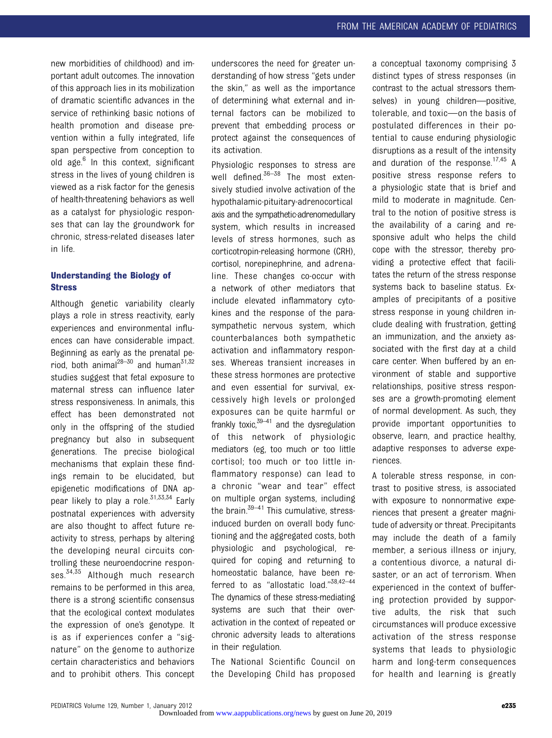new morbidities of childhood) and important adult outcomes. The innovation of this approach lies in its mobilization of dramatic scientific advances in the service of rethinking basic notions of health promotion and disease prevention within a fully integrated, life span perspective from conception to old age.[6] In this context, significant stress in the lives of young children is viewed as a risk factor for the genesis of health-threatening behaviors as well as a catalyst for physiologic responses that can lay the groundwork for chronic, stress-related diseases later in life.

## Understanding the Biology of Stress

Although genetic variability clearly plays a role in stress reactivity, early experiences and environmental influences can have considerable impact. Beginning as early as the prenatal period, both animal[28–30] and human[31,32] studies suggest that fetal exposure to maternal stress can influence later stress responsiveness. In animals, this effect has been demonstrated not only in the offspring of the studied pregnancy but also in subsequent generations. The precise biological mechanisms that explain these findings remain to be elucidated, but epigenetic modifications of DNA appear likely to play a role.[31,33,34] Early postnatal experiences with adversity are also thought to affect future reactivity to stress, perhaps by altering the developing neural circuits controlling these neuroendocrine responses.[34,35] Although much research remains to be performed in this area, there is a strong scientific consensus that the ecological context modulates the expression of one's genotype. It is as if experiences confer a "signature" on the genome to authorize certain characteristics and behaviors and to prohibit others. This concept underscores the need for greater understanding of how stress "gets under the skin," as well as the importance of determining what external and internal factors can be mobilized to prevent that embedding process or protect against the consequences of its activation.

Physiologic responses to stress are well defined.[36–38] The most extensively studied involve activation of the hypothalamic-pituitary-adrenocortical axis and the sympathetic-adrenomedullary system, which results in increased levels of stress hormones, such as corticotropin-releasing hormone (CRH), cortisol, norepinephrine, and adrenaline. These changes co-occur with a network of other mediators that include elevated inflammatory cytokines and the response of the parasympathetic nervous system, which counterbalances both sympathetic activation and inflammatory responses. Whereas transient increases in these stress hormones are protective and even essential for survival, excessively high levels or prolonged exposures can be quite harmful or frankly toxic,[39–41] and the dysregulation of this network of physiologic mediators (eg, too much or too little cortisol; too much or too little inflammatory response) can lead to a chronic "wear and tear" effect on multiple organ systems, including the brain.[39–41] This cumulative, stress-induced burden on overall body functioning and the aggregated costs, both physiologic and psychological, required for coping and returning to homeostatic balance, have been referred to as "allostatic load."[38,42–44] The dynamics of these stress-mediating systems are such that their overactivation in the context of repeated or chronic adversity leads to alterations in their regulation.

The National Scientific Council on the Developing Child has proposed a conceptual taxonomy comprising 3 distinct types of stress responses (in contrast to the actual stressors themselves) in young children—positive, tolerable, and toxic—on the basis of postulated differences in their potential to cause enduring physiologic disruptions as a result of the intensity and duration of the response.[17,45] A positive stress response refers to a physiologic state that is brief and mild to moderate in magnitude. Central to the notion of positive stress is the availability of a caring and responsive adult who helps the child cope with the stressor, thereby providing a protective effect that facilitates the return of the stress response systems back to baseline status. Examples of precipitants of a positive stress response in young children include dealing with frustration, getting an immunization, and the anxiety associated with the first day at a child care center. When buffered by an environment of stable and supportive relationships, positive stress responses are a growth-promoting element of normal development. As such, they provide important opportunities to observe, learn, and practice healthy, adaptive responses to adverse experiences.

A tolerable stress response, in contrast to positive stress, is associated with exposure to nonnormative experiences that present a greater magnitude of adversity or threat. Precipitants may include the death of a family member, a serious illness or injury, a contentious divorce, a natural disaster, or an act of terrorism. When experienced in the context of buffering protection provided by supportive adults, the risk that such circumstances will produce excessive activation of the stress response systems that leads to physiologic harm and long-term consequences for health and learning is greatly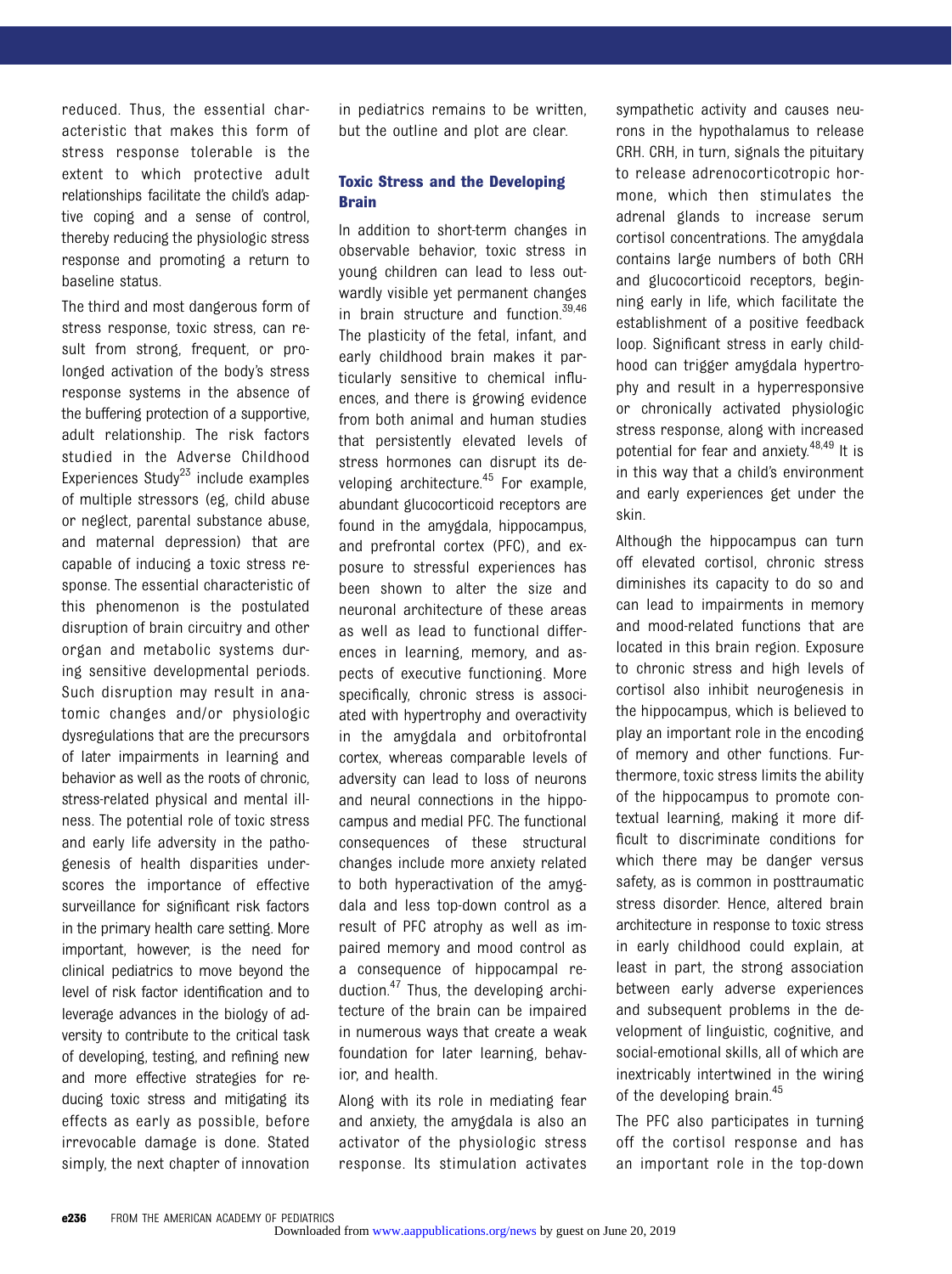reduced. Thus, the essential characteristic that makes this form of stress response tolerable is the extent to which protective adult relationships facilitate the child's adaptive coping and a sense of control, thereby reducing the physiologic stress response and promoting a return to baseline status.

The third and most dangerous form of stress response, toxic stress, can result from strong, frequent, or prolonged activation of the body's stress response systems in the absence of the buffering protection of a supportive, adult relationship. The risk factors studied in the Adverse Childhood Experiences Study[23] include examples of multiple stressors (eg, child abuse or neglect, parental substance abuse, and maternal depression) that are capable of inducing a toxic stress response. The essential characteristic of this phenomenon is the postulated disruption of brain circuitry and other organ and metabolic systems during sensitive developmental periods. Such disruption may result in anatomic changes and/or physiologic dysregulations that are the precursors of later impairments in learning and behavior as well as the roots of chronic, stress-related physical and mental illness. The potential role of toxic stress and early life adversity in the pathogenesis of health disparities underscores the importance of effective surveillance for significant risk factors in the primary health care setting. More important, however, is the need for clinical pediatrics to move beyond the level of risk factor identification and to leverage advances in the biology of adversity to contribute to the critical task of developing, testing, and refining new and more effective strategies for reducing toxic stress and mitigating its effects as early as possible, before irrevocable damage is done. Stated simply, the next chapter of innovation in pediatrics remains to be written, but the outline and plot are clear.

## Toxic Stress and the Developing Brain

In addition to short-term changes in observable behavior, toxic stress in young children can lead to less outwardly visible yet permanent changes in brain structure and function.[39,46] The plasticity of the fetal, infant, and early childhood brain makes it particularly sensitive to chemical influences, and there is growing evidence from both animal and human studies that persistently elevated levels of stress hormones can disrupt its developing architecture.[45] For example, abundant glucocorticoid receptors are found in the amygdala, hippocampus, and prefrontal cortex (PFC), and exposure to stressful experiences has been shown to alter the size and neuronal architecture of these areas as well as lead to functional differences in learning, memory, and aspects of executive functioning. More specifically, chronic stress is associated with hypertrophy and overactivity in the amygdala and orbitofrontal cortex, whereas comparable levels of adversity can lead to loss of neurons and neural connections in the hippocampus and medial PFC. The functional consequences of these structural changes include more anxiety related to both hyperactivation of the amygdala and less top-down control as a result of PFC atrophy as well as impaired memory and mood control as a consequence of hippocampal reduction.[47] Thus, the developing architecture of the brain can be impaired in numerous ways that create a weak foundation for later learning, behavior, and health.

Along with its role in mediating fear and anxiety, the amygdala is also an activator of the physiologic stress response. Its stimulation activates sympathetic activity and causes neurons in the hypothalamus to release CRH. CRH, in turn, signals the pituitary to release adrenocorticotropic hormone, which then stimulates the adrenal glands to increase serum cortisol concentrations. The amygdala contains large numbers of both CRH and glucocorticoid receptors, beginning early in life, which facilitate the establishment of a positive feedback loop. Significant stress in early childhood can trigger amygdala hypertrophy and result in a hyperresponsive or chronically activated physiologic stress response, along with increased potential for fear and anxiety.[48,49] It is in this way that a child's environment and early experiences get under the skin.

Although the hippocampus can turn off elevated cortisol, chronic stress diminishes its capacity to do so and can lead to impairments in memory and mood-related functions that are located in this brain region. Exposure to chronic stress and high levels of cortisol also inhibit neurogenesis in the hippocampus, which is believed to play an important role in the encoding of memory and other functions. Furthermore, toxic stress limits the ability of the hippocampus to promote contextual learning, making it more difficult to discriminate conditions for which there may be danger versus safety, as is common in posttraumatic stress disorder. Hence, altered brain architecture in response to toxic stress in early childhood could explain, at least in part, the strong association between early adverse experiences and subsequent problems in the development of linguistic, cognitive, and social-emotional skills, all of which are inextricably intertwined in the wiring of the developing brain.[45]

The PFC also participates in turning off the cortisol response and has an important role in the top-down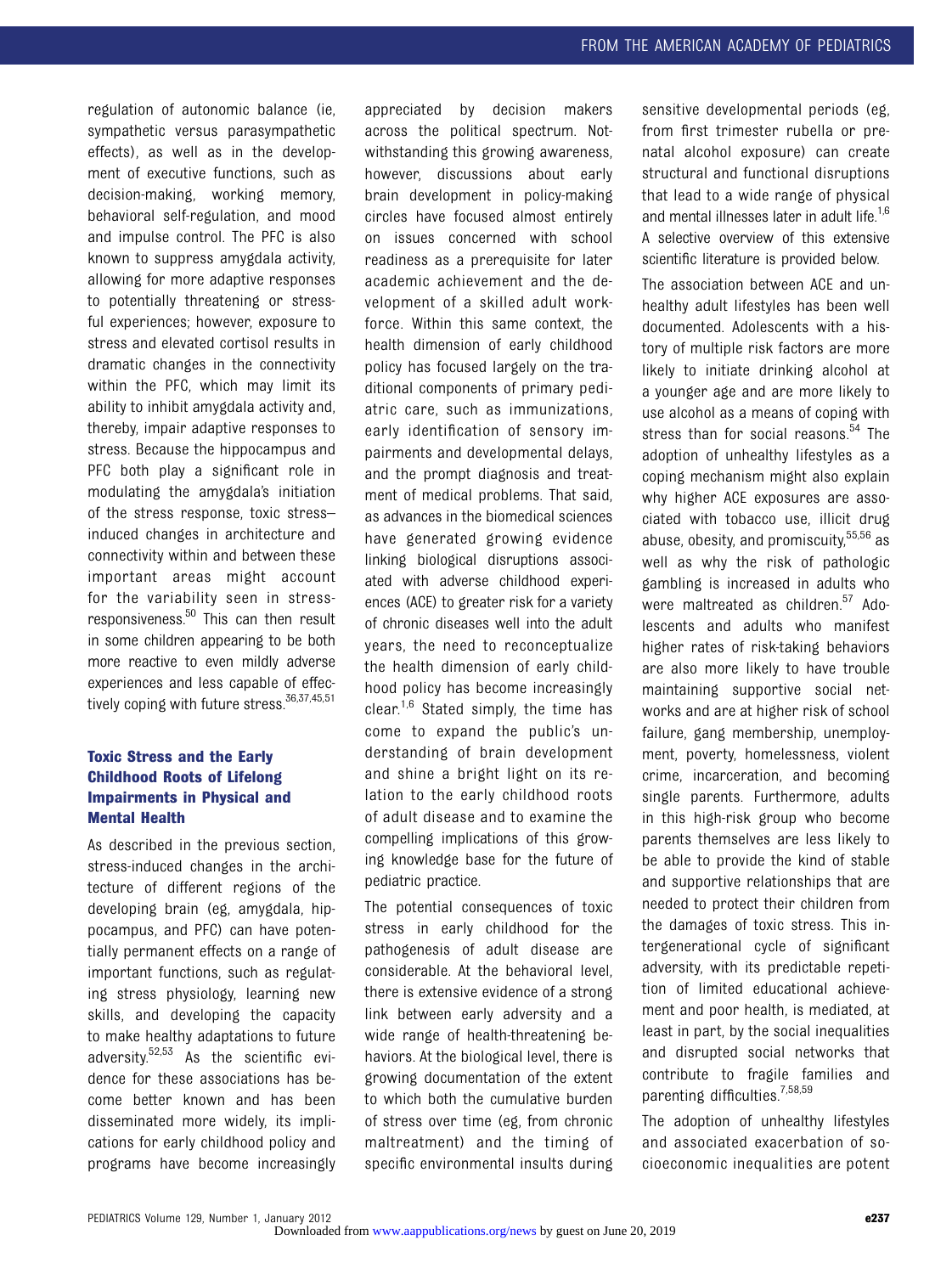regulation of autonomic balance (ie, sympathetic versus parasympathetic effects), as well as in the development of executive functions, such as decision-making, working memory, behavioral self-regulation, and mood and impulse control. The PFC is also known to suppress amygdala activity, allowing for more adaptive responses to potentially threatening or stressful experiences; however, exposure to stress and elevated cortisol results in dramatic changes in the connectivity within the PFC, which may limit its ability to inhibit amygdala activity and, thereby, impair adaptive responses to stress. Because the hippocampus and PFC both play a significant role in modulating the amygdala's initiation of the stress response, toxic stress–induced changes in architecture and connectivity within and between these important areas might account for the variability seen in stress-responsiveness.[50] This can then result in some children appearing to be both more reactive to even mildly adverse experiences and less capable of effectively coping with future stress.[36,37,45,51]

### Toxic Stress and the Early Childhood Roots of Lifelong Impairments in Physical and Mental Health

As described in the previous section, stress-induced changes in the architecture of different regions of the developing brain (eg, amygdala, hippocampus, and PFC) can have potentially permanent effects on a range of important functions, such as regulating stress physiology, learning new skills, and developing the capacity to make healthy adaptations to future adversity.[52,53] As the scientific evidence for these associations has become better known and has been disseminated more widely, its implications for early childhood policy and programs have become increasingly appreciated by decision makers across the political spectrum. Notwithstanding this growing awareness, however, discussions about early brain development in policy-making circles have focused almost entirely on issues concerned with school readiness as a prerequisite for later academic achievement and the development of a skilled adult workforce. Within this same context, the health dimension of early childhood policy has focused largely on the traditional components of primary pediatric care, such as immunizations, early identification of sensory impairments and developmental delays, and the prompt diagnosis and treatment of medical problems. That said, as advances in the biomedical sciences have generated growing evidence linking biological disruptions associated with adverse childhood experiences (ACE) to greater risk for a variety of chronic diseases well into the adult years, the need to reconceptualize the health dimension of early childhood policy has become increasingly clear.[1,6] Stated simply, the time has come to expand the public's understanding of brain development and shine a bright light on its relation to the early childhood roots of adult disease and to examine the compelling implications of this growing knowledge base for the future of pediatric practice.

The potential consequences of toxic stress in early childhood for the pathogenesis of adult disease are considerable. At the behavioral level, there is extensive evidence of a strong link between early adversity and a wide range of health-threatening behaviors. At the biological level, there is growing documentation of the extent to which both the cumulative burden of stress over time (eg, from chronic maltreatment) and the timing of specific environmental insults during sensitive developmental periods (eg, from first trimester rubella or prenatal alcohol exposure) can create structural and functional disruptions that lead to a wide range of physical and mental illnesses later in adult life.[1,6] A selective overview of this extensive scientific literature is provided below.

The association between ACE and unhealthy adult lifestyles has been well documented. Adolescents with a history of multiple risk factors are more likely to initiate drinking alcohol at a younger age and are more likely to use alcohol as a means of coping with stress than for social reasons.[54] The adoption of unhealthy lifestyles as a coping mechanism might also explain why higher ACE exposures are associated with tobacco use, illicit drug abuse, obesity, and promiscuity,[55,56] as well as why the risk of pathologic gambling is increased in adults who were maltreated as children.[57] Adolescents and adults who manifest higher rates of risk-taking behaviors are also more likely to have trouble maintaining supportive social networks and are at higher risk of school failure, gang membership, unemployment, poverty, homelessness, violent crime, incarceration, and becoming single parents. Furthermore, adults in this high-risk group who become parents themselves are less likely to be able to provide the kind of stable and supportive relationships that are needed to protect their children from the damages of toxic stress. This intergenerational cycle of significant adversity, with its predictable repetition of limited educational achievement and poor health, is mediated, at least in part, by the social inequalities and disrupted social networks that contribute to fragile families and parenting difficulties.[7,58,59]

The adoption of unhealthy lifestyles and associated exacerbation of socioeconomic inequalities are potent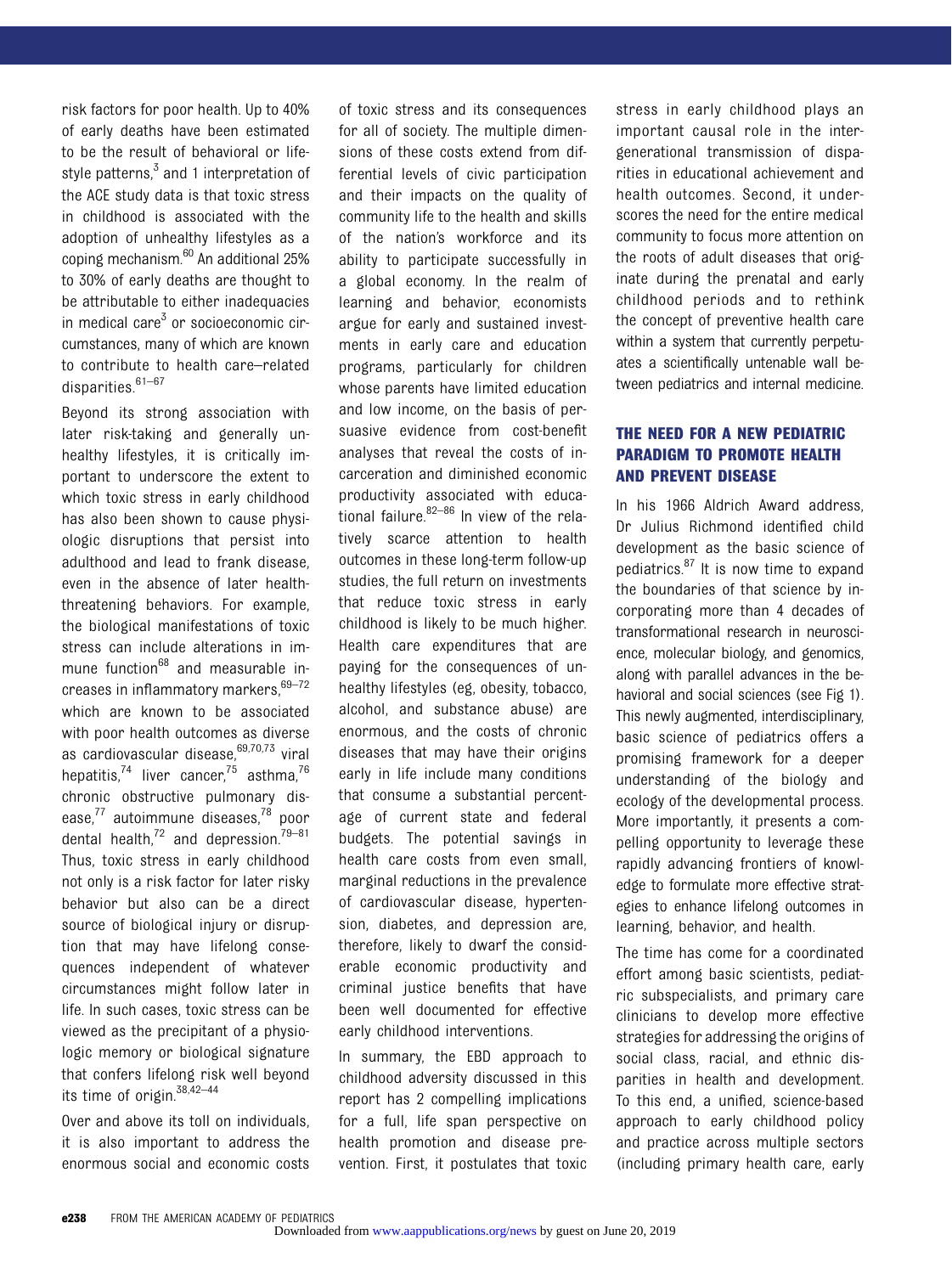risk factors for poor health. Up to 40% of early deaths have been estimated to be the result of behavioral or lifestyle patterns,[3] and 1 interpretation of the ACE study data is that toxic stress in childhood is associated with the adoption of unhealthy lifestyles as a coping mechanism.[60] An additional 25% to 30% of early deaths are thought to be attributable to either inadequacies in medical care[3] or socioeconomic circumstances, many of which are known to contribute to health care–related disparities.[61–67]

Beyond its strong association with later risk-taking and generally unhealthy lifestyles, it is critically important to underscore the extent to which toxic stress in early childhood has also been shown to cause physiologic disruptions that persist into adulthood and lead to frank disease, even in the absence of later health-threatening behaviors. For example, the biological manifestations of toxic stress can include alterations in immune function[68] and measurable increases in inflammatory markers,[69–72] which are known to be associated with poor health outcomes as diverse as cardiovascular disease,[69,70,73] viral hepatitis,[74] liver cancer,[75] asthma,[76] chronic obstructive pulmonary disease,[77] autoimmune diseases,[78] poor dental health,[72] and depression.[79–81] Thus, toxic stress in early childhood not only is a risk factor for later risky behavior but also can be a direct source of biological injury or disruption that may have lifelong consequences independent of whatever circumstances might follow later in life. In such cases, toxic stress can be viewed as the precipitant of a physiologic memory or biological signature that confers lifelong risk well beyond its time of origin.[38,42–44]

Over and above its toll on individuals, it is also important to address the enormous social and economic costs of toxic stress and its consequences for all of society. The multiple dimensions of these costs extend from differential levels of civic participation and their impacts on the quality of community life to the health and skills of the nation's workforce and its ability to participate successfully in a global economy. In the realm of learning and behavior, economists argue for early and sustained investments in early care and education programs, particularly for children whose parents have limited education and low income, on the basis of persuasive evidence from cost-benefit analyses that reveal the costs of incarceration and diminished economic productivity associated with educational failure.[82–86] In view of the relatively scarce attention to health outcomes in these long-term follow-up studies, the full return on investments that reduce toxic stress in early childhood is likely to be much higher. Health care expenditures that are paying for the consequences of unhealthy lifestyles (eg, obesity, tobacco, alcohol, and substance abuse) are enormous, and the costs of chronic diseases that may have their origins early in life include many conditions that consume a substantial percentage of current state and federal budgets. The potential savings in health care costs from even small, marginal reductions in the prevalence of cardiovascular disease, hypertension, diabetes, and depression are, therefore, likely to dwarf the considerable economic productivity and criminal justice benefits that have been well documented for effective early childhood interventions.

In summary, the EBD approach to childhood adversity discussed in this report has 2 compelling implications for a full, life span perspective on health promotion and disease prevention. First, it postulates that toxic stress in early childhood plays an important causal role in the intergenerational transmission of disparities in educational achievement and health outcomes. Second, it underscores the need for the entire medical community to focus more attention on the roots of adult diseases that originate during the prenatal and early childhood periods and to rethink the concept of preventive health care within a system that currently perpetuates a scientifically untenable wall between pediatrics and internal medicine.

## THE NEED FOR A NEW PEDIATRIC PARADIGM TO PROMOTE HEALTH AND PREVENT DISEASE

In his 1966 Aldrich Award address, Dr Julius Richmond identified child development as the basic science of pediatrics.[87] It is now time to expand the boundaries of that science by incorporating more than 4 decades of transformational research in neuroscience, molecular biology, and genomics, along with parallel advances in the behavioral and social sciences (see Fig 1). This newly augmented, interdisciplinary, basic science of pediatrics offers a promising framework for a deeper understanding of the biology and ecology of the developmental process. More importantly, it presents a compelling opportunity to leverage these rapidly advancing frontiers of knowledge to formulate more effective strategies to enhance lifelong outcomes in learning, behavior, and health.

The time has come for a coordinated effort among basic scientists, pediatric subspecialists, and primary care clinicians to develop more effective strategies for addressing the origins of social class, racial, and ethnic disparities in health and development. To this end, a unified, science-based approach to early childhood policy and practice across multiple sectors (including primary health care, early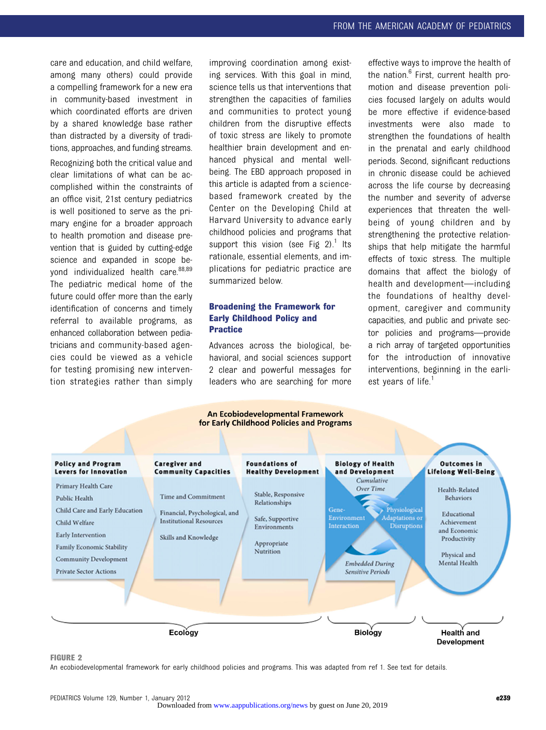care and education, and child welfare, among many others) could provide a compelling framework for a new era in community-based investment in which coordinated efforts are driven by a shared knowledge base rather than distracted by a diversity of traditions, approaches, and funding streams.

Recognizing both the critical value and clear limitations of what can be accomplished within the constraints of an office visit, 21st century pediatrics is well positioned to serve as the primary engine for a broader approach to health promotion and disease prevention that is guided by cutting-edge science and expanded in scope beyond individualized health care.[88,89] The pediatric medical home of the future could offer more than the early identification of concerns and timely referral to available programs, as enhanced collaboration between pediatricians and community-based agencies could be viewed as a vehicle for testing promising new intervention strategies rather than simply improving coordination among existing services. With this goal in mind, science tells us that interventions that strengthen the capacities of families and communities to protect young children from the disruptive effects of toxic stress are likely to promote healthier brain development and enhanced physical and mental well-being. The EBD approach proposed in this article is adapted from a science-based framework created by the Center on the Developing Child at Harvard University to advance early childhood policies and programs that support this vision (see Fig 2).[1] Its rationale, essential elements, and implications for pediatric practice are summarized below.

## Broadening the Framework for Early Childhood Policy and Practice

Advances across the biological, behavioral, and social sciences support 2 clear and powerful messages for leaders who are searching for more effective ways to improve the health of the nation.[6] First, current health promotion and disease prevention policies focused largely on adults would be more effective if evidence-based investments were also made to strengthen the foundations of health in the prenatal and early childhood periods. Second, significant reductions in chronic disease could be achieved across the life course by decreasing the number and severity of adverse experiences that threaten the well-being of young children and by strengthening the protective relationships that help mitigate the harmful effects of toxic stress. The multiple domains that affect the biology of health and development—including the foundations of healthy development, caregiver and community capacities, and public and private sector policies and programs—provide a rich array of targeted opportunities for the introduction of innovative interventions, beginning in the earliest years of life.[1]

An Ecobiodevelopmental Framework for Early Childhood Policies and Programs

Policy and Program Levers for Innovation
Primary Health Care
Public Health
Child Care and Early Education
Child Welfare
Early Intervention
Family Economic Stability
Community Development
Private Sector Actions

Caregiver and Community Capacities
Time and Commitment
Financial, Psychological, and Institutional Resources
Skills and Knowledge

Foundations of Healthy Development
Stable, Responsive Relationships
Safe, Supportive Environments
Appropriate Nutrition

Biology of Health and Development
Cumulative Over Time
Gene-Environment Interaction
Physiological Adaptations or Disruptions
Embedded During Sensitive Periods

Outcomes in Lifelong Well-Being
Health-Related Behaviors
Educational Achievement and Economic Productivity
Physical and Mental Health

Ecology

Biology

Health and Development

**FIGURE 2**
An ecobiodevelopmental framework for early childhood policies and programs. This was adapted from ref 1. See text for details.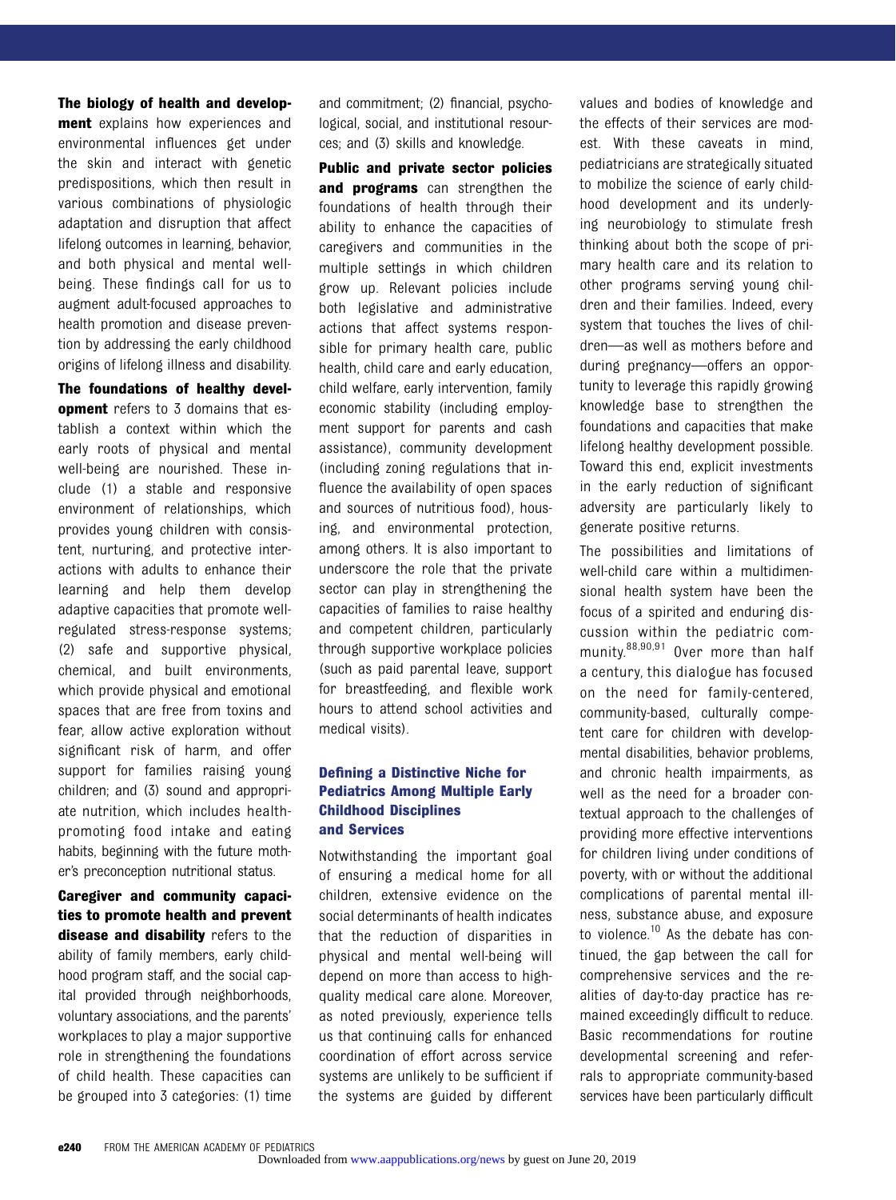**The biology of health and development** explains how experiences and environmental influences get under the skin and interact with genetic predispositions, which then result in various combinations of physiologic adaptation and disruption that affect lifelong outcomes in learning, behavior, and both physical and mental well-being. These findings call for us to augment adult-focused approaches to health promotion and disease prevention by addressing the early childhood origins of lifelong illness and disability.

**The foundations of healthy development** refers to 3 domains that establish a context within which the early roots of physical and mental well-being are nourished. These include (1) a stable and responsive environment of relationships, which provides young children with consistent, nurturing, and protective interactions with adults to enhance their learning and help them develop adaptive capacities that promote well-regulated stress-response systems; (2) safe and supportive physical, chemical, and built environments, which provide physical and emotional spaces that are free from toxins and fear, allow active exploration without significant risk of harm, and offer support for families raising young children; and (3) sound and appropriate nutrition, which includes health-promoting food intake and eating habits, beginning with the future mother's preconception nutritional status.

**Caregiver and community capacities to promote health and prevent disease and disability** refers to the ability of family members, early childhood program staff, and the social capital provided through neighborhoods, voluntary associations, and the parents' workplaces to play a major supportive role in strengthening the foundations of child health. These capacities can be grouped into 3 categories: (1) time and commitment; (2) financial, psychological, social, and institutional resources; and (3) skills and knowledge.

**Public and private sector policies and programs** can strengthen the foundations of health through their ability to enhance the capacities of caregivers and communities in the multiple settings in which children grow up. Relevant policies include both legislative and administrative actions that affect systems responsible for primary health care, public health, child care and early education, child welfare, early intervention, family economic stability (including employment support for parents and cash assistance), community development (including zoning regulations that influence the availability of open spaces and sources of nutritious food), housing, and environmental protection, among others. It is also important to underscore the role that the private sector can play in strengthening the capacities of families to raise healthy and competent children, particularly through supportive workplace policies (such as paid parental leave, support for breastfeeding, and flexible work hours to attend school activities and medical visits).

### Defining a Distinctive Niche for Pediatrics Among Multiple Early Childhood Disciplines and Services

Notwithstanding the important goal of ensuring a medical home for all children, extensive evidence on the social determinants of health indicates that the reduction of disparities in physical and mental well-being will depend on more than access to high-quality medical care alone. Moreover, as noted previously, experience tells us that continuing calls for enhanced coordination of effort across service systems are unlikely to be sufficient if the systems are guided by different values and bodies of knowledge and the effects of their services are modest. With these caveats in mind, pediatricians are strategically situated to mobilize the science of early childhood development and its underlying neurobiology to stimulate fresh thinking about both the scope of primary health care and its relation to other programs serving young children and their families. Indeed, every system that touches the lives of children—as well as mothers before and during pregnancy—offers an opportunity to leverage this rapidly growing knowledge base to strengthen the foundations and capacities that make lifelong healthy development possible. Toward this end, explicit investments in the early reduction of significant adversity are particularly likely to generate positive returns.

The possibilities and limitations of well-child care within a multidimensional health system have been the focus of a spirited and enduring discussion within the pediatric community.[88,90,91] Over more than half a century, this dialogue has focused on the need for family-centered, community-based, culturally competent care for children with developmental disabilities, behavior problems, and chronic health impairments, as well as the need for a broader contextual approach to the challenges of providing more effective interventions for children living under conditions of poverty, with or without the additional complications of parental mental illness, substance abuse, and exposure to violence.[10] As the debate has continued, the gap between the call for comprehensive services and the realities of day-to-day practice has remained exceedingly difficult to reduce. Basic recommendations for routine developmental screening and referrals to appropriate community-based services have been particularly difficult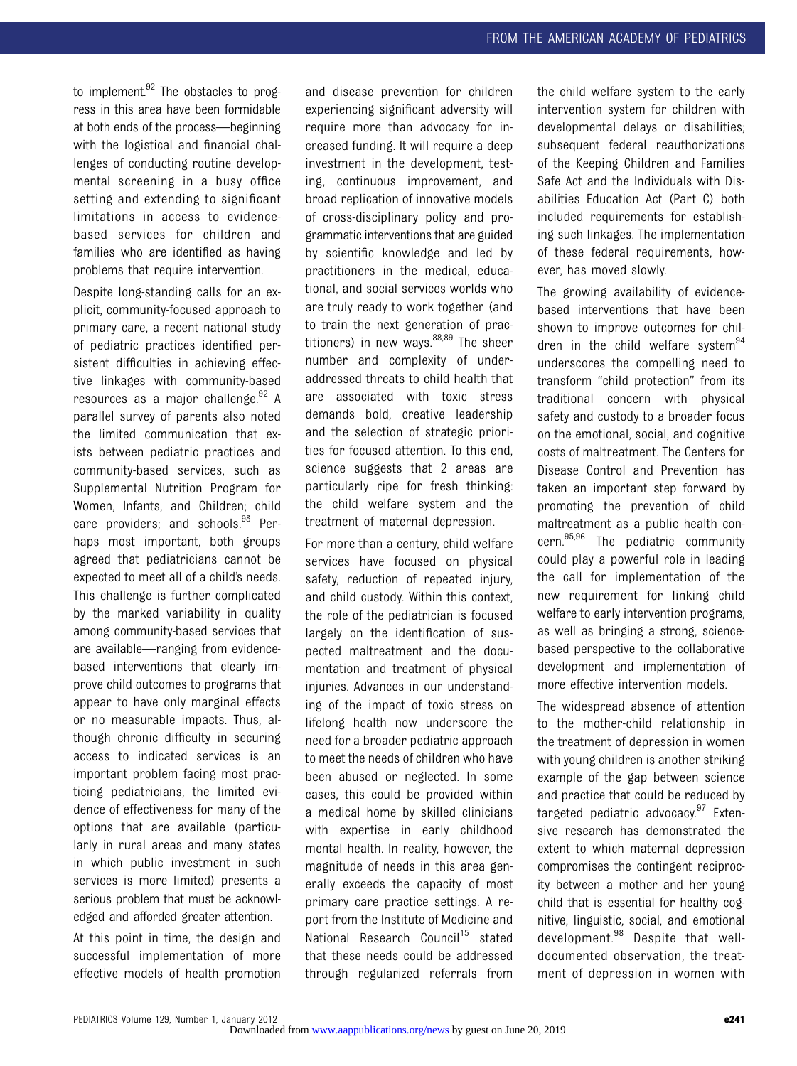to implement.[92] The obstacles to progress in this area have been formidable at both ends of the process—beginning with the logistical and financial challenges of conducting routine developmental screening in a busy office setting and extending to significant limitations in access to evidence-based services for children and families who are identified as having problems that require intervention.

Despite long-standing calls for an explicit, community-focused approach to primary care, a recent national study of pediatric practices identified persistent difficulties in achieving effective linkages with community-based resources as a major challenge.[92] A parallel survey of parents also noted the limited communication that exists between pediatric practices and community-based services, such as Supplemental Nutrition Program for Women, Infants, and Children; child care providers; and schools.[93] Perhaps most important, both groups agreed that pediatricians cannot be expected to meet all of a child's needs. This challenge is further complicated by the marked variability in quality among community-based services that are available—ranging from evidence-based interventions that clearly improve child outcomes to programs that appear to have only marginal effects or no measurable impacts. Thus, although chronic difficulty in securing access to indicated services is an important problem facing most practicing pediatricians, the limited evidence of effectiveness for many of the options that are available (particularly in rural areas and many states in which public investment in such services is more limited) presents a serious problem that must be acknowledged and afforded greater attention.

At this point in time, the design and successful implementation of more effective models of health promotion and disease prevention for children experiencing significant adversity will require more than advocacy for increased funding. It will require a deep investment in the development, testing, continuous improvement, and broad replication of innovative models of cross-disciplinary policy and programmatic interventions that are guided by scientific knowledge and led by practitioners in the medical, educational, and social services worlds who are truly ready to work together (and to train the next generation of practitioners) in new ways.[88,89] The sheer number and complexity of under-addressed threats to child health that are associated with toxic stress demands bold, creative leadership and the selection of strategic priorities for focused attention. To this end, science suggests that 2 areas are particularly ripe for fresh thinking: the child welfare system and the treatment of maternal depression.

For more than a century, child welfare services have focused on physical safety, reduction of repeated injury, and child custody. Within this context, the role of the pediatrician is focused largely on the identification of suspected maltreatment and the documentation and treatment of physical injuries. Advances in our understanding of the impact of toxic stress on lifelong health now underscore the need for a broader pediatric approach to meet the needs of children who have been abused or neglected. In some cases, this could be provided within a medical home by skilled clinicians with expertise in early childhood mental health. In reality, however, the magnitude of needs in this area generally exceeds the capacity of most primary care practice settings. A report from the Institute of Medicine and National Research Council[15] stated that these needs could be addressed through regularized referrals from the child welfare system to the early intervention system for children with developmental delays or disabilities; subsequent federal reauthorizations of the Keeping Children and Families Safe Act and the Individuals with Disabilities Education Act (Part C) both included requirements for establishing such linkages. The implementation of these federal requirements, however, has moved slowly.

The growing availability of evidence-based interventions that have been shown to improve outcomes for children in the child welfare system[94] underscores the compelling need to transform "child protection" from its traditional concern with physical safety and custody to a broader focus on the emotional, social, and cognitive costs of maltreatment. The Centers for Disease Control and Prevention has taken an important step forward by promoting the prevention of child maltreatment as a public health concern.[95,96] The pediatric community could play a powerful role in leading the call for implementation of the new requirement for linking child welfare to early intervention programs, as well as bringing a strong, science-based perspective to the collaborative development and implementation of more effective intervention models.

The widespread absence of attention to the mother-child relationship in the treatment of depression in women with young children is another striking example of the gap between science and practice that could be reduced by targeted pediatric advocacy.[97] Extensive research has demonstrated the extent to which maternal depression compromises the contingent reciprocity between a mother and her young child that is essential for healthy cognitive, linguistic, social, and emotional development.[98] Despite that well-documented observation, the treatment of depression in women with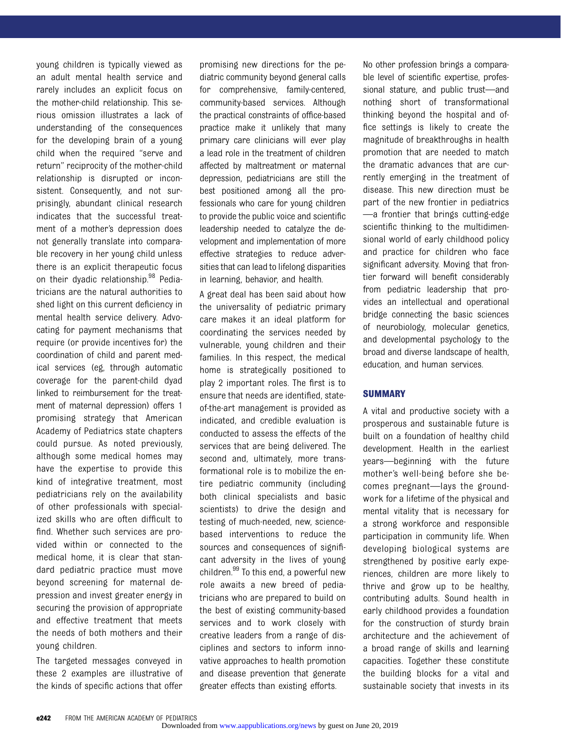young children is typically viewed as an adult mental health service and rarely includes an explicit focus on the mother-child relationship. This serious omission illustrates a lack of understanding of the consequences for the developing brain of a young child when the required "serve and return" reciprocity of the mother-child relationship is disrupted or inconsistent. Consequently, and not surprisingly, abundant clinical research indicates that the successful treatment of a mother's depression does not generally translate into comparable recovery in her young child unless there is an explicit therapeutic focus on their dyadic relationship.[98] Pediatricians are the natural authorities to shed light on this current deficiency in mental health service delivery. Advocating for payment mechanisms that require (or provide incentives for) the coordination of child and parent medical services (eg, through automatic coverage for the parent-child dyad linked to reimbursement for the treatment of maternal depression) offers 1 promising strategy that American Academy of Pediatrics state chapters could pursue. As noted previously, although some medical homes may have the expertise to provide this kind of integrative treatment, most pediatricians rely on the availability of other professionals with specialized skills who are often difficult to find. Whether such services are provided within or connected to the medical home, it is clear that standard pediatric practice must move beyond screening for maternal depression and invest greater energy in securing the provision of appropriate and effective treatment that meets the needs of both mothers and their young children.

The targeted messages conveyed in these 2 examples are illustrative of the kinds of specific actions that offer promising new directions for the pediatric community beyond general calls for comprehensive, family-centered, community-based services. Although the practical constraints of office-based practice make it unlikely that many primary care clinicians will ever play a lead role in the treatment of children affected by maltreatment or maternal depression, pediatricians are still the best positioned among all the professionals who care for young children to provide the public voice and scientific leadership needed to catalyze the development and implementation of more effective strategies to reduce adversities that can lead to lifelong disparities in learning, behavior, and health.

A great deal has been said about how the universality of pediatric primary care makes it an ideal platform for coordinating the services needed by vulnerable, young children and their families. In this respect, the medical home is strategically positioned to play 2 important roles. The first is to ensure that needs are identified, state-of-the-art management is provided as indicated, and credible evaluation is conducted to assess the effects of the services that are being delivered. The second and, ultimately, more transformational role is to mobilize the entire pediatric community (including both clinical specialists and basic scientists) to drive the design and testing of much-needed, new, science-based interventions to reduce the sources and consequences of significant adversity in the lives of young children.[99] To this end, a powerful new role awaits a new breed of pediatricians who are prepared to build on the best of existing community-based services and to work closely with creative leaders from a range of disciplines and sectors to inform innovative approaches to health promotion and disease prevention that generate greater effects than existing efforts. No other profession brings a comparable level of scientific expertise, professional stature, and public trust—and nothing short of transformational thinking beyond the hospital and office settings is likely to create the magnitude of breakthroughs in health promotion that are needed to match the dramatic advances that are currently emerging in the treatment of disease. This new direction must be part of the new frontier in pediatrics—a frontier that brings cutting-edge scientific thinking to the multidimensional world of early childhood policy and practice for children who face significant adversity. Moving that frontier forward will benefit considerably from pediatric leadership that provides an intellectual and operational bridge connecting the basic sciences of neurobiology, molecular genetics, and developmental psychology to the broad and diverse landscape of health, education, and human services.

## SUMMARY

A vital and productive society with a prosperous and sustainable future is built on a foundation of healthy child development. Health in the earliest years—beginning with the future mother's well-being before she becomes pregnant—lays the groundwork for a lifetime of the physical and mental vitality that is necessary for a strong workforce and responsible participation in community life. When developing biological systems are strengthened by positive early experiences, children are more likely to thrive and grow up to be healthy, contributing adults. Sound health in early childhood provides a foundation for the construction of sturdy brain architecture and the achievement of a broad range of skills and learning capacities. Together these constitute the building blocks for a vital and sustainable society that invests in its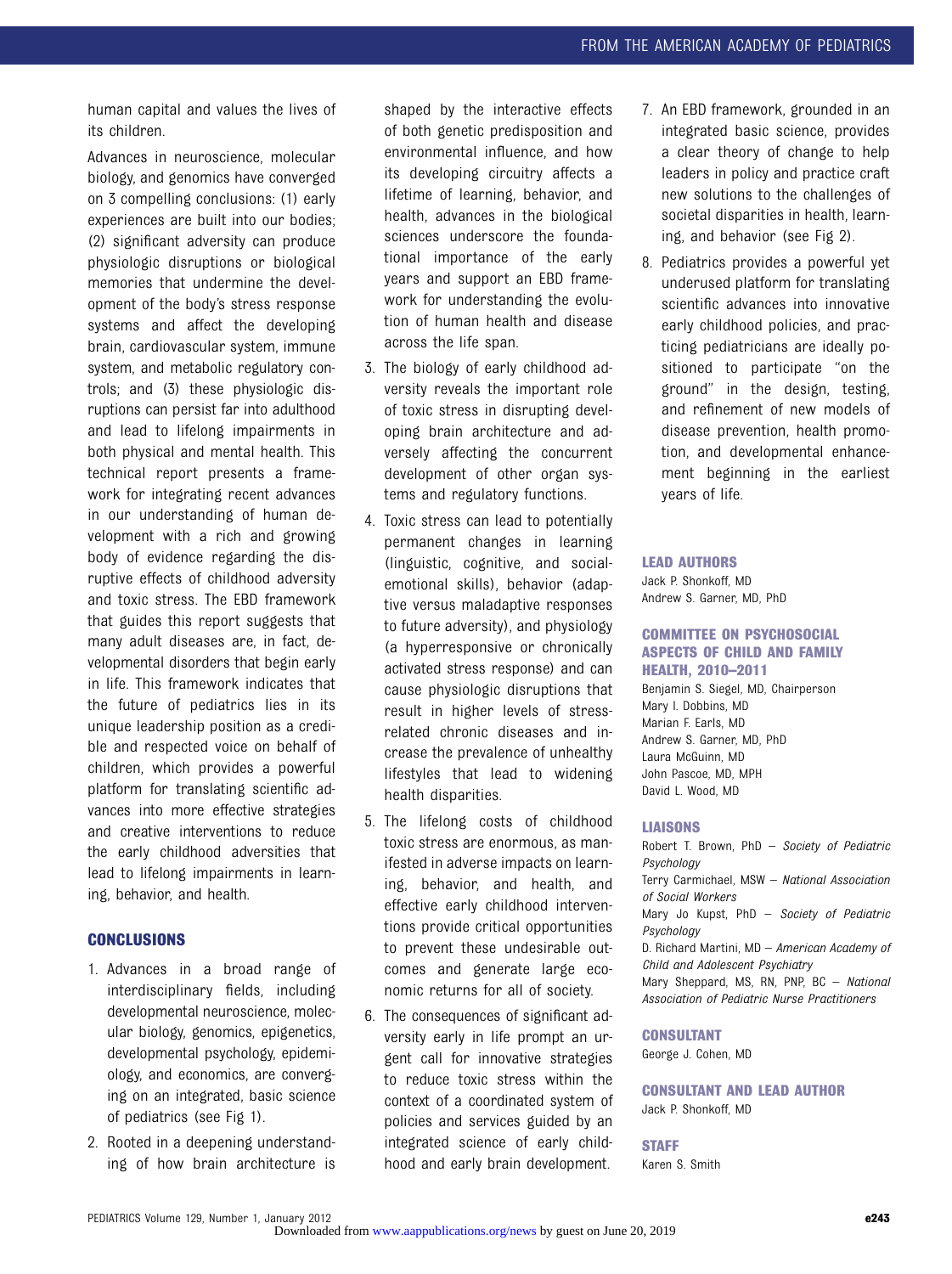human capital and values the lives of its children.

Advances in neuroscience, molecular biology, and genomics have converged on 3 compelling conclusions: (1) early experiences are built into our bodies; (2) significant adversity can produce physiologic disruptions or biological memories that undermine the development of the body's stress response systems and affect the developing brain, cardiovascular system, immune system, and metabolic regulatory controls; and (3) these physiologic disruptions can persist far into adulthood and lead to lifelong impairments in both physical and mental health. This technical report presents a framework for integrating recent advances in our understanding of human development with a rich and growing body of evidence regarding the disruptive effects of childhood adversity and toxic stress. The EBD framework that guides this report suggests that many adult diseases are, in fact, developmental disorders that begin early in life. This framework indicates that the future of pediatrics lies in its unique leadership position as a credible and respected voice on behalf of children, which provides a powerful platform for translating scientific advances into more effective strategies and creative interventions to reduce the early childhood adversities that lead to lifelong impairments in learning, behavior, and health.

## CONCLUSIONS

1. Advances in a broad range of interdisciplinary fields, including developmental neuroscience, molecular biology, genomics, epigenetics, developmental psychology, epidemiology, and economics, are converging on an integrated, basic science of pediatrics (see Fig 1).
2. Rooted in a deepening understanding of how brain architecture is shaped by the interactive effects of both genetic predisposition and environmental influence, and how its developing circuitry affects a lifetime of learning, behavior, and health, advances in the biological sciences underscore the foundational importance of the early years and support an EBD framework for understanding the evolution of human health and disease across the life span.
3. The biology of early childhood adversity reveals the important role of toxic stress in disrupting developing brain architecture and adversely affecting the concurrent development of other organ systems and regulatory functions.
4. Toxic stress can lead to potentially permanent changes in learning (linguistic, cognitive, and social-emotional skills), behavior (adaptive versus maladaptive responses to future adversity), and physiology (a hyperresponsive or chronically activated stress response) and can cause physiologic disruptions that result in higher levels of stress-related chronic diseases and increase the prevalence of unhealthy lifestyles that lead to widening health disparities.
5. The lifelong costs of childhood toxic stress are enormous, as manifested in adverse impacts on learning, behavior, and health, and effective early childhood interventions provide critical opportunities to prevent these undesirable outcomes and generate large economic returns for all of society.
6. The consequences of significant adversity early in life prompt an urgent call for innovative strategies to reduce toxic stress within the context of a coordinated system of policies and services guided by an integrated science of early childhood and early brain development.
7. An EBD framework, grounded in an integrated basic science, provides a clear theory of change to help leaders in policy and practice craft new solutions to the challenges of societal disparities in health, learning, and behavior (see Fig 2).
8. Pediatrics provides a powerful yet underused platform for translating scientific advances into innovative early childhood policies, and practicing pediatricians are ideally positioned to participate "on the ground" in the design, testing, and refinement of new models of disease prevention, health promotion, and developmental enhancement beginning in the earliest years of life.

### LEAD AUTHORS

Jack P. Shonkoff, MD
Andrew S. Garner, MD, PhD

### COMMITTEE ON PSYCHOSOCIAL ASPECTS OF CHILD AND FAMILY HEALTH, 2010–2011

Benjamin S. Siegel, MD, Chairperson
Mary I. Dobbins, MD
Marian F. Earls, MD
Andrew S. Garner, MD, PhD
Laura McGuinn, MD
John Pascoe, MD, MPH
David L. Wood, MD

### LIAISONS

Robert T. Brown, PhD – *Society of Pediatric Psychology*
Terry Carmichael, MSW – *National Association of Social Workers*
Mary Jo Kupst, PhD – *Society of Pediatric Psychology*
D. Richard Martini, MD – *American Academy of Child and Adolescent Psychiatry*
Mary Sheppard, MS, RN, PNP, BC – *National Association of Pediatric Nurse Practitioners*

### CONSULTANT

George J. Cohen, MD

### CONSULTANT AND LEAD AUTHOR

Jack P. Shonkoff, MD

### STAFF

Karen S. Smith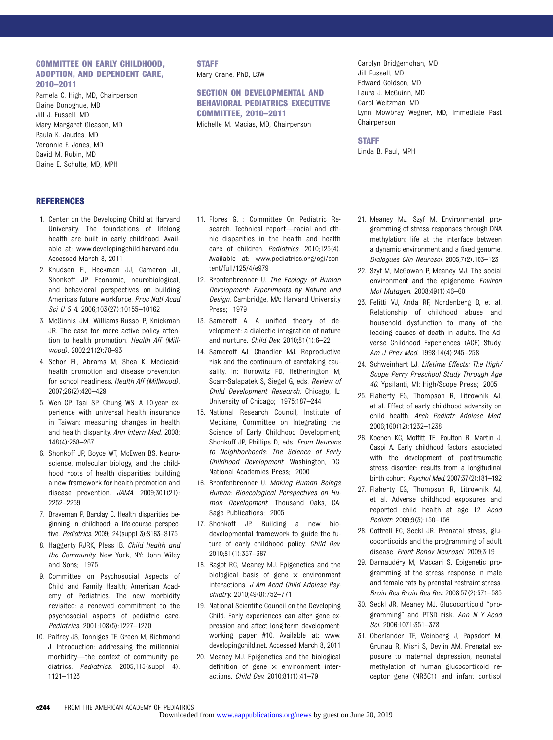## COMMITTEE ON EARLY CHILDHOOD, ADOPTION, AND DEPENDENT CARE, 2010–2011

Pamela C. High, MD, Chairperson
Elaine Donoghue, MD
Jill J. Fussell, MD
Mary Margaret Gleason, MD
Paula K. Jaudes, MD
Veronnie F. Jones, MD
David M. Rubin, MD
Elaine E. Schulte, MD, MPH

## STAFF

Mary Crane, PhD, LSW

## SECTION ON DEVELOPMENTAL AND BEHAVIORAL PEDIATRICS EXECUTIVE COMMITTEE, 2010–2011

Michelle M. Macias, MD, Chairperson
Carolyn Bridgemohan, MD
Jill Fussell, MD
Edward Goldson, MD
Laura J. McGuinn, MD
Carol Weitzman, MD
Lynn Mowbray Wegner, MD, Immediate Past Chairperson

## STAFF

Linda B. Paul, MPH

## REFERENCES

1. Center on the Developing Child at Harvard University. The foundations of lifelong health are built in early childhood. Available at: www.developingchild.harvard.edu. Accessed March 8, 2011
2. Knudsen EI, Heckman JJ, Cameron JL, Shonkoff JP. Economic, neurobiological, and behavioral perspectives on building America's future workforce. *Proc Natl Acad Sci U S A*. 2006;103(27):10155–10162
3. McGinnis JM, Williams-Russo P, Knickman JR. The case for more active policy attention to health promotion. *Health Aff (Millwood)*. 2002;21(2):78–93
4. Schor EL, Abrams M, Shea K. Medicaid: health promotion and disease prevention for school readiness. *Health Aff (Millwood)*. 2007;26(2):420–429
5. Wen CP, Tsai SP, Chung WS. A 10-year experience with universal health insurance in Taiwan: measuring changes in health and health disparity. *Ann Intern Med*. 2008;148(4):258–267
6. Shonkoff JP, Boyce WT, McEwen BS. Neuroscience, molecular biology, and the childhood roots of health disparities: building a new framework for health promotion and disease prevention. *JAMA*. 2009;301(21):2252–2259
7. Braveman P, Barclay C. Health disparities beginning in childhood: a life-course perspective. *Pediatrics*. 2009;124(suppl 3):S163–S175
8. Haggerty RJRK, Pless IB. *Child Health and the Community*. New York, NY: John Wiley and Sons; 1975
9. Committee on Psychosocial Aspects of Child and Family Health; American Academy of Pediatrics. The new morbidity revisited: a renewed commitment to the psychosocial aspects of pediatric care. *Pediatrics*. 2001;108(5):1227–1230
10. Palfrey JS, Tonniges TF, Green M, Richmond J. Introduction: addressing the millennial morbidity—the context of community pediatrics. *Pediatrics*. 2005;115(suppl 4):1121–1123
11. Flores G, ; Committee On Pediatric Research. Technical report—racial and ethnic disparities in the health and health care of children. *Pediatrics*. 2010;125(4). Available at: www.pediatrics.org/cgi/content/full/125/4/e979
12. Bronfenbrenner U. *The Ecology of Human Development: Experiments by Nature and Design*. Cambridge, MA: Harvard University Press; 1979
13. Sameroff A. A unified theory of development: a dialectic integration of nature and nurture. *Child Dev*. 2010;81(1):6–22
14. Sameroff AJ, Chandler MJ. Reproductive risk and the continuum of caretaking causality. In: Horowitz FD, Hetherington M, Scarr-Salapatek S, Siegel G, eds. *Review of Child Development Research*. Chicago, IL: University of Chicago; 1975:187–244
15. National Research Council, Institute of Medicine, Committee on Integrating the Science of Early Childhood Development; Shonkoff JP, Phillips D, eds. *From Neurons to Neighborhoods: The Science of Early Childhood Development*. Washington, DC: National Academies Press; 2000
16. Bronfenbrenner U. *Making Human Beings Human: Bioecological Perspectives on Human Development*. Thousand Oaks, CA: Sage Publications; 2005
17. Shonkoff JP. Building a new biodevelopmental framework to guide the future of early childhood policy. *Child Dev*. 2010;81(1):357–367
18. Bagot RC, Meaney MJ. Epigenetics and the biological basis of gene × environment interactions. *J Am Acad Child Adolesc Psychiatry*. 2010;49(8):752–771
19. National Scientific Council on the Developing Child. Early experiences can alter gene expression and affect long-term development: working paper #10. Available at: www.developingchild.net. Accessed March 8, 2011
20. Meaney MJ. Epigenetics and the biological definition of gene × environment interactions. *Child Dev*. 2010;81(1):41–79
21. Meaney MJ, Szyf M. Environmental programming of stress responses through DNA methylation: life at the interface between a dynamic environment and a fixed genome. *Dialogues Clin Neurosci*. 2005;7(2):103–123
22. Szyf M, McGowan P, Meaney MJ. The social environment and the epigenome. *Environ Mol Mutagen*. 2008;49(1):46–60
23. Felitti VJ, Anda RF, Nordenberg D, et al. Relationship of childhood abuse and household dysfunction to many of the leading causes of death in adults. The Adverse Childhood Experiences (ACE) Study. *Am J Prev Med*. 1998;14(4):245–258
24. Schweinhart LJ. *Lifetime Effects: The High/Scope Perry Preschool Study Through Age 40*. Ypsilanti, MI: High/Scope Press; 2005
25. Flaherty EG, Thompson R, Litrownik AJ, et al. Effect of early childhood adversity on child health. *Arch Pediatr Adolesc Med*. 2006;160(12):1232–1238
26. Koenen KC, Moffitt TE, Poulton R, Martin J, Caspi A. Early childhood factors associated with the development of post-traumatic stress disorder: results from a longitudinal birth cohort. *Psychol Med*. 2007;37(2):181–192
27. Flaherty EG, Thompson R, Litrownik AJ, et al. Adverse childhood exposures and reported child health at age 12. *Acad Pediatr*. 2009;9(3):150–156
28. Cottrell EC, Seckl JR. Prenatal stress, glucocorticoids and the programming of adult disease. *Front Behav Neurosci*. 2009;3:19
29. Darnaudéry M, Maccari S. Epigenetic programming of the stress response in male and female rats by prenatal restraint stress. *Brain Res Brain Res Rev*. 2008;57(2):571–585
30. Seckl JR, Meaney MJ. Glucocorticoid "programming" and PTSD risk. *Ann N Y Acad Sci*. 2006;1071:351–378
31. Oberlander TF, Weinberg J, Papsdorf M, Grunau R, Misri S, Devlin AM. Prenatal exposure to maternal depression, neonatal methylation of human glucocorticoid receptor gene (NR3C1) and infant cortisol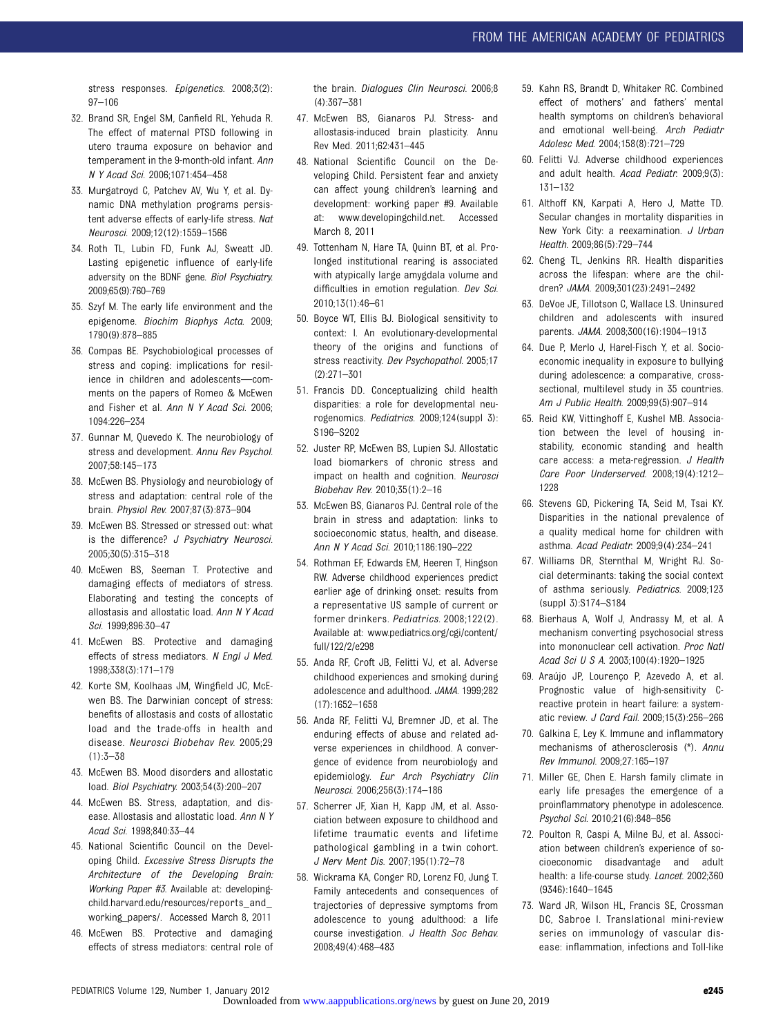stress responses. *Epigenetics*. 2008;3(2): 97–106

32. Brand SR, Engel SM, Canfield RL, Yehuda R. The effect of maternal PTSD following in utero trauma exposure on behavior and temperament in the 9-month-old infant. *Ann N Y Acad Sci*. 2006;1071:454–458
33. Murgatroyd C, Patchev AV, Wu Y, et al. Dynamic DNA methylation programs persistent adverse effects of early-life stress. *Nat Neurosci*. 2009;12(12):1559–1566
34. Roth TL, Lubin FD, Funk AJ, Sweatt JD. Lasting epigenetic influence of early-life adversity on the BDNF gene. *Biol Psychiatry*. 2009;65(9):760–769
35. Szyf M. The early life environment and the epigenome. *Biochim Biophys Acta*. 2009; 1790(9):878–885
36. Compas BE. Psychobiological processes of stress and coping: implications for resilience in children and adolescents—comments on the papers of Romeo & McEwen and Fisher et al. *Ann N Y Acad Sci*. 2006; 1094:226–234
37. Gunnar M, Quevedo K. The neurobiology of stress and development. *Annu Rev Psychol*. 2007;58:145–173
38. McEwen BS. Physiology and neurobiology of stress and adaptation: central role of the brain. *Physiol Rev*. 2007;87(3):873–904
39. McEwen BS. Stressed or stressed out: what is the difference? *J Psychiatry Neurosci*. 2005;30(5):315–318
40. McEwen BS, Seeman T. Protective and damaging effects of mediators of stress. Elaborating and testing the concepts of allostasis and allostatic load. *Ann N Y Acad Sci*. 1999;896:30–47
41. McEwen BS. Protective and damaging effects of stress mediators. *N Engl J Med*. 1998;338(3):171–179
42. Korte SM, Koolhaas JM, Wingfield JC, McEwen BS. The Darwinian concept of stress: benefits of allostasis and costs of allostatic load and the trade-offs in health and disease. *Neurosci Biobehav Rev*. 2005;29 (1):3–38
43. McEwen BS. Mood disorders and allostatic load. *Biol Psychiatry*. 2003;54(3):200–207
44. McEwen BS. Stress, adaptation, and disease. Allostasis and allostatic load. *Ann N Y Acad Sci*. 1998;840:33–44
45. National Scientific Council on the Developing Child. *Excessive Stress Disrupts the Architecture of the Developing Brain: Working Paper #3*. Available at: developingchild.harvard.edu/resources/reports_and_working_papers/. Accessed March 8, 2011
46. McEwen BS. Protective and damaging effects of stress mediators: central role of the brain. *Dialogues Clin Neurosci*. 2006;8 (4):367–381
47. McEwen BS, Gianaros PJ. Stress- and allostasis-induced brain plasticity. Annu Rev Med. 2011;62:431–445
48. National Scientific Council on the Developing Child. Persistent fear and anxiety can affect young children's learning and development: working paper #9. Available at: www.developingchild.net. Accessed March 8, 2011
49. Tottenham N, Hare TA, Quinn BT, et al. Prolonged institutional rearing is associated with atypically large amygdala volume and difficulties in emotion regulation. *Dev Sci*. 2010;13(1):46–61
50. Boyce WT, Ellis BJ. Biological sensitivity to context: I. An evolutionary-developmental theory of the origins and functions of stress reactivity. *Dev Psychopathol*. 2005;17 (2):271–301
51. Francis DD. Conceptualizing child health disparities: a role for developmental neurogenomics. *Pediatrics*. 2009;124(suppl 3): S196–S202
52. Juster RP, McEwen BS, Lupien SJ. Allostatic load biomarkers of chronic stress and impact on health and cognition. *Neurosci Biobehav Rev*. 2010;35(1):2–16
53. McEwen BS, Gianaros PJ. Central role of the brain in stress and adaptation: links to socioeconomic status, health, and disease. *Ann N Y Acad Sci*. 2010;1186:190–222
54. Rothman EF, Edwards EM, Heeren T, Hingson RW. Adverse childhood experiences predict earlier age of drinking onset: results from a representative US sample of current or former drinkers. *Pediatrics*. 2008;122(2). Available at: www.pediatrics.org/cgi/content/full/122/2/e298
55. Anda RF, Croft JB, Felitti VJ, et al. Adverse childhood experiences and smoking during adolescence and adulthood. *JAMA*. 1999;282 (17):1652–1658
56. Anda RF, Felitti VJ, Bremner JD, et al. The enduring effects of abuse and related adverse experiences in childhood. A convergence of evidence from neurobiology and epidemiology. *Eur Arch Psychiatry Clin Neurosci*. 2006;256(3):174–186
57. Scherrer JF, Xian H, Kapp JM, et al. Association between exposure to childhood and lifetime traumatic events and lifetime pathological gambling in a twin cohort. *J Nerv Ment Dis*. 2007;195(1):72–78
58. Wickrama KA, Conger RD, Lorenz FO, Jung T. Family antecedents and consequences of trajectories of depressive symptoms from adolescence to young adulthood: a life course investigation. *J Health Soc Behav*. 2008;49(4):468–483
59. Kahn RS, Brandt D, Whitaker RC. Combined effect of mothers' and fathers' mental health symptoms on children's behavioral and emotional well-being. *Arch Pediatr Adolesc Med*. 2004;158(8):721–729
60. Felitti VJ. Adverse childhood experiences and adult health. *Acad Pediatr*. 2009;9(3): 131–132
61. Althoff KN, Karpati A, Hero J, Matte TD. Secular changes in mortality disparities in New York City: a reexamination. *J Urban Health*. 2009;86(5):729–744
62. Cheng TL, Jenkins RR. Health disparities across the lifespan: where are the children? *JAMA*. 2009;301(23):2491–2492
63. DeVoe JE, Tillotson C, Wallace LS. Uninsured children and adolescents with insured parents. *JAMA*. 2008;300(16):1904–1913
64. Due P, Merlo J, Harel-Fisch Y, et al. Socioeconomic inequality in exposure to bullying during adolescence: a comparative, cross-sectional, multilevel study in 35 countries. *Am J Public Health*. 2009;99(5):907–914
65. Reid KW, Vittinghoff E, Kushel MB. Association between the level of housing instability, economic standing and health care access: a meta-regression. *J Health Care Poor Underserved*. 2008;19(4):1212–1228
66. Stevens GD, Pickering TA, Seid M, Tsai KY. Disparities in the national prevalence of a quality medical home for children with asthma. *Acad Pediatr*. 2009;9(4):234–241
67. Williams DR, Sternthal M, Wright RJ. Social determinants: taking the social context of asthma seriously. *Pediatrics*. 2009;123 (suppl 3):S174–S184
68. Bierhaus A, Wolf J, Andrassy M, et al. A mechanism converting psychosocial stress into mononuclear cell activation. *Proc Natl Acad Sci U S A*. 2003;100(4):1920–1925
69. Araújo JP, Lourenço P, Azevedo A, et al. Prognostic value of high-sensitivity C-reactive protein in heart failure: a systematic review. *J Card Fail*. 2009;15(3):256–266
70. Galkina E, Ley K. Immune and inflammatory mechanisms of atherosclerosis (*). *Annu Rev Immunol*. 2009;27:165–197
71. Miller GE, Chen E. Harsh family climate in early life presages the emergence of a proinflammatory phenotype in adolescence. *Psychol Sci*. 2010;21(6):848–856
72. Poulton R, Caspi A, Milne BJ, et al. Association between children's experience of socioeconomic disadvantage and adult health: a life-course study. *Lancet*. 2002;360 (9346):1640–1645
73. Ward JR, Wilson HL, Francis SE, Crossman DC, Sabroe I. Translational mini-review series on immunology of vascular disease: inflammation, infections and Toll-like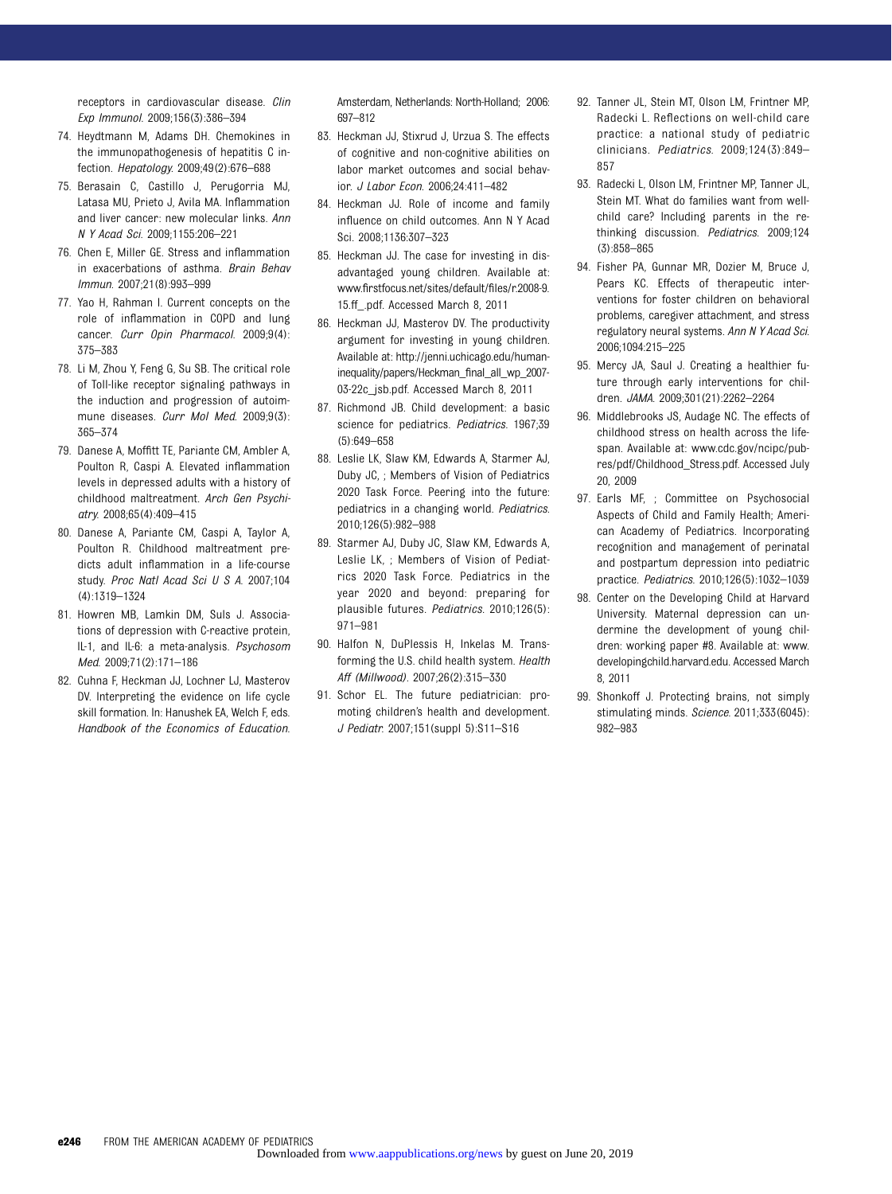receptors in cardiovascular disease. *Clin Exp Immunol*. 2009;156(3):386–394

74. Heydtmann M, Adams DH. Chemokines in the immunopathogenesis of hepatitis C infection. *Hepatology*. 2009;49(2):676–688
75. Berasain C, Castillo J, Perugorria MJ, Latasa MU, Prieto J, Avila MA. Inflammation and liver cancer: new molecular links. *Ann N Y Acad Sci*. 2009;1155:206–221
76. Chen E, Miller GE. Stress and inflammation in exacerbations of asthma. *Brain Behav Immun*. 2007;21(8):993–999
77. Yao H, Rahman I. Current concepts on the role of inflammation in COPD and lung cancer. *Curr Opin Pharmacol*. 2009;9(4):375–383
78. Li M, Zhou Y, Feng G, Su SB. The critical role of Toll-like receptor signaling pathways in the induction and progression of autoimmune diseases. *Curr Mol Med*. 2009;9(3):365–374
79. Danese A, Moffitt TE, Pariante CM, Ambler A, Poulton R, Caspi A. Elevated inflammation levels in depressed adults with a history of childhood maltreatment. *Arch Gen Psychiatry*. 2008;65(4):409–415
80. Danese A, Pariante CM, Caspi A, Taylor A, Poulton R. Childhood maltreatment predicts adult inflammation in a life-course study. *Proc Natl Acad Sci U S A*. 2007;104(4):1319–1324
81. Howren MB, Lamkin DM, Suls J. Associations of depression with C-reactive protein, IL-1, and IL-6: a meta-analysis. *Psychosom Med*. 2009;71(2):171–186
82. Cunha F, Heckman JJ, Lochner LJ, Masterov DV. Interpreting the evidence on life cycle skill formation. In: Hanushek EA, Welch F, eds. *Handbook of the Economics of Education*. Amsterdam, Netherlands: North-Holland; 2006:697–812
83. Heckman JJ, Stixrud J, Urzua S. The effects of cognitive and non-cognitive abilities on labor market outcomes and social behavior. *J Labor Econ*. 2006;24:411–482
84. Heckman JJ. Role of income and family influence on child outcomes. Ann N Y Acad Sci. 2008;1136:307–323
85. Heckman JJ. The case for investing in disadvantaged young children. Available at: www.firstfocus.net/sites/default/files/r.2008-9.15.ff_.pdf. Accessed March 8, 2011
86. Heckman JJ, Masterov DV. The productivity argument for investing in young children. Available at: http://jenni.uchicago.edu/human-inequality/papers/Heckman_final_all_wp_2007-03-22c_jsb.pdf. Accessed March 8, 2011
87. Richmond JB. Child development: a basic science for pediatrics. *Pediatrics*. 1967;39(5):649–658
88. Leslie LK, Slaw KM, Edwards A, Starmer AJ, Duby JC, ; Members of Vision of Pediatrics 2020 Task Force. Peering into the future: pediatrics in a changing world. *Pediatrics*. 2010;126(5):982–988
89. Starmer AJ, Duby JC, Slaw KM, Edwards A, Leslie LK, ; Members of Vision of Pediatrics 2020 Task Force. Pediatrics in the year 2020 and beyond: preparing for plausible futures. *Pediatrics*. 2010;126(5):971–981
90. Halfon N, DuPlessis H, Inkelas M. Transforming the U.S. child health system. *Health Aff (Millwood)*. 2007;26(2):315–330
91. Schor EL. The future pediatrician: promoting children's health and development. *J Pediatr*. 2007;151(suppl 5):S11–S16
92. Tanner JL, Stein MT, Olson LM, Frintner MP, Radecki L. Reflections on well-child care practice: a national study of pediatric clinicians. *Pediatrics*. 2009;124(3):849–857
93. Radecki L, Olson LM, Frintner MP, Tanner JL, Stein MT. What do families want from well-child care? Including parents in the rethinking discussion. *Pediatrics*. 2009;124(3):858–865
94. Fisher PA, Gunnar MR, Dozier M, Bruce J, Pears KC. Effects of therapeutic interventions for foster children on behavioral problems, caregiver attachment, and stress regulatory neural systems. *Ann N Y Acad Sci*. 2006;1094:215–225
95. Mercy JA, Saul J. Creating a healthier future through early interventions for children. *JAMA*. 2009;301(21):2262–2264
96. Middlebrooks JS, Audage NC. The effects of childhood stress on health across the lifespan. Available at: www.cdc.gov/ncipc/pub-res/pdf/Childhood_Stress.pdf. Accessed July 20, 2009
97. Earls MF, ; Committee on Psychosocial Aspects of Child and Family Health; American Academy of Pediatrics. Incorporating recognition and management of perinatal and postpartum depression into pediatric practice. *Pediatrics*. 2010;126(5):1032–1039
98. Center on the Developing Child at Harvard University. Maternal depression can undermine the development of young children: working paper #8. Available at: www.developingchild.harvard.edu. Accessed March 8, 2011
99. Shonkoff J. Protecting brains, not simply stimulating minds. *Science*. 2011;333(6045):982–983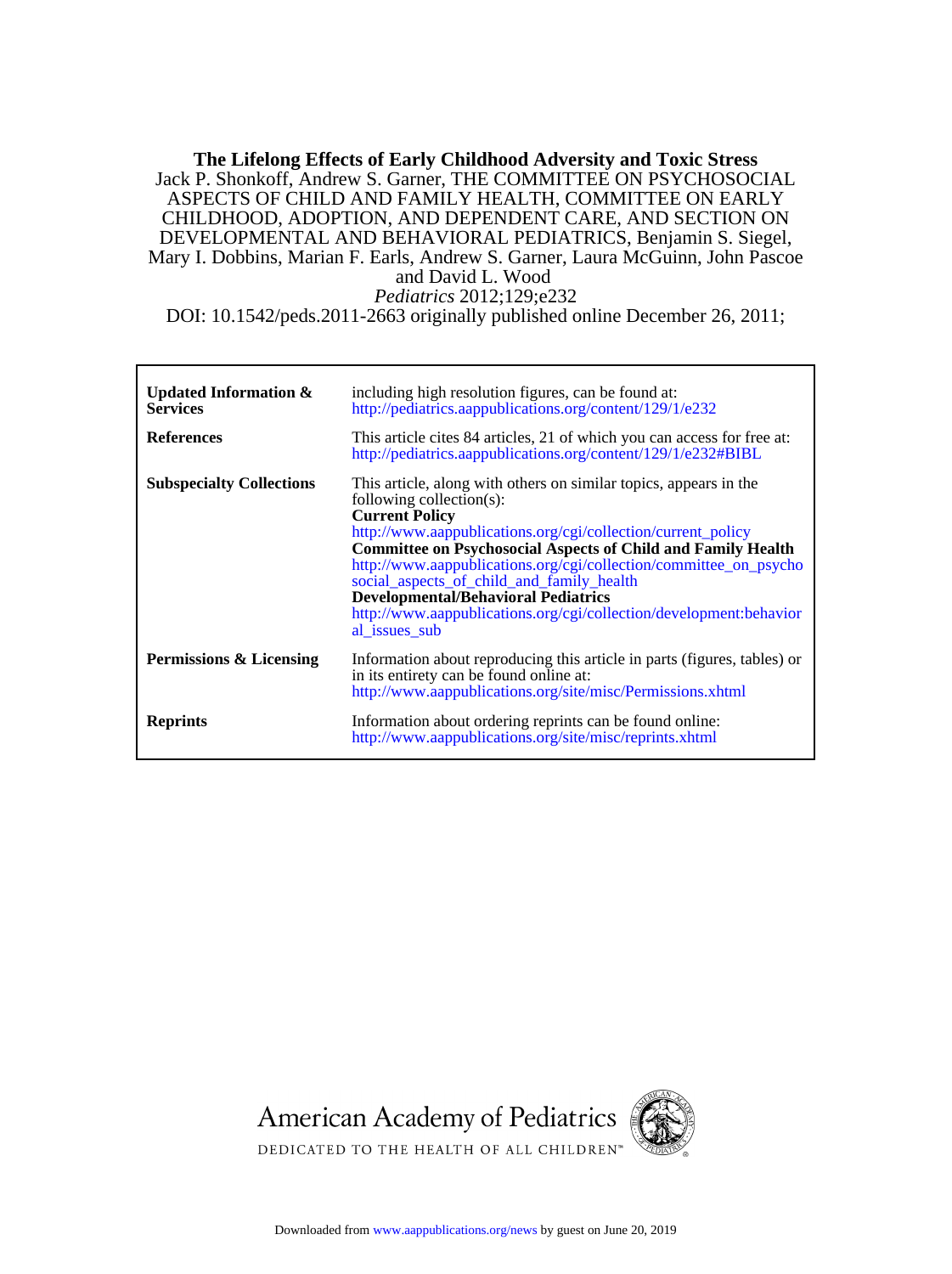**The Lifelong Effects of Early Childhood Adversity and Toxic Stress**

Jack P. Shonkoff, Andrew S. Garner, THE COMMITTEE ON PSYCHOSOCIAL ASPECTS OF CHILD AND FAMILY HEALTH, COMMITTEE ON EARLY CHILDHOOD, ADOPTION, AND DEPENDENT CARE, AND SECTION ON DEVELOPMENTAL AND BEHAVIORAL PEDIATRICS, Benjamin S. Siegel, Mary I. Dobbins, Marian F. Earls, Andrew S. Garner, Laura McGuinn, John Pascoe and David L. Wood

*Pediatrics* 2012;129;e232

DOI: 10.1542/peds.2011-2663 originally published online December 26, 2011;

| | |
|---|---|
| **Updated Information & Services** | including high resolution figures, can be found at: http://pediatrics.aappublications.org/content/129/1/e232 |
| **References** | This article cites 84 articles, 21 of which you can access for free at: http://pediatrics.aappublications.org/content/129/1/e232#BIBL |
| **Subspecialty Collections** | This article, along with others on similar topics, appears in the following collection(s): **Current Policy** http://www.aappublications.org/cgi/collection/current_policy **Committee on Psychosocial Aspects of Child and Family Health** http://www.aappublications.org/cgi/collection/committee_on_psychosocial_aspects_of_child_and_family_health **Developmental/Behavioral Pediatrics** http://www.aappublications.org/cgi/collection/development:behavioral_issues_sub |
| **Permissions & Licensing** | Information about reproducing this article in parts (figures, tables) or in its entirety can be found online at: http://www.aappublications.org/site/misc/Permissions.xhtml |
| **Reprints** | Information about ordering reprints can be found online: http://www.aappublications.org/site/misc/reprints.xhtml |

American Academy of Pediatrics

DEDICATED TO THE HEALTH OF ALL CHILDREN™

Downloaded from www.aappublications.org/news by guest on June 20, 2019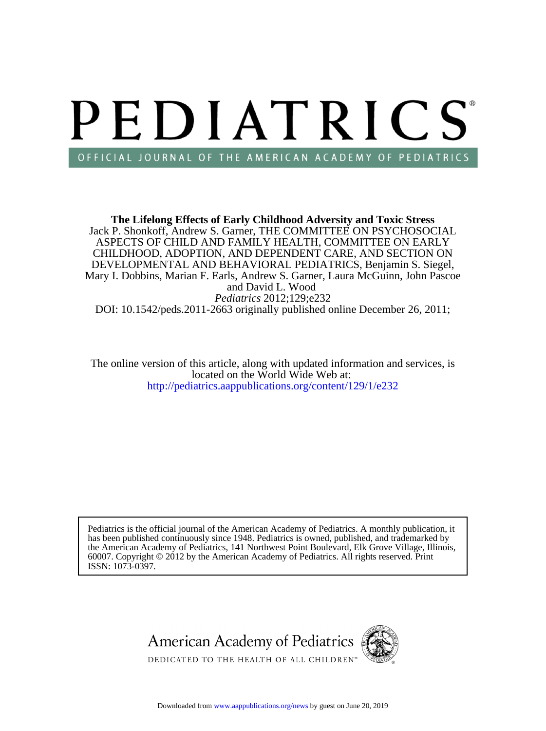# PEDIATRICS®

OFFICIAL JOURNAL OF THE AMERICAN ACADEMY OF PEDIATRICS

**The Lifelong Effects of Early Childhood Adversity and Toxic Stress**

Jack P. Shonkoff, Andrew S. Garner, THE COMMITTEE ON PSYCHOSOCIAL ASPECTS OF CHILD AND FAMILY HEALTH, COMMITTEE ON EARLY CHILDHOOD, ADOPTION, AND DEPENDENT CARE, AND SECTION ON DEVELOPMENTAL AND BEHAVIORAL PEDIATRICS, Benjamin S. Siegel, Mary I. Dobbins, Marian F. Earls, Andrew S. Garner, Laura McGuinn, John Pascoe and David L. Wood

*Pediatrics* 2012;129;e232

DOI: 10.1542/peds.2011-2663 originally published online December 26, 2011;

The online version of this article, along with updated information and services, is located on the World Wide Web at:

http://pediatrics.aappublications.org/content/129/1/e232

Pediatrics is the official journal of the American Academy of Pediatrics. A monthly publication, it has been published continuously since 1948. Pediatrics is owned, published, and trademarked by the American Academy of Pediatrics, 141 Northwest Point Boulevard, Elk Grove Village, Illinois, 60007. Copyright © 2012 by the American Academy of Pediatrics. All rights reserved. Print ISSN: 1073-0397.

American Academy of Pediatrics

DEDICATED TO THE HEALTH OF ALL CHILDREN™